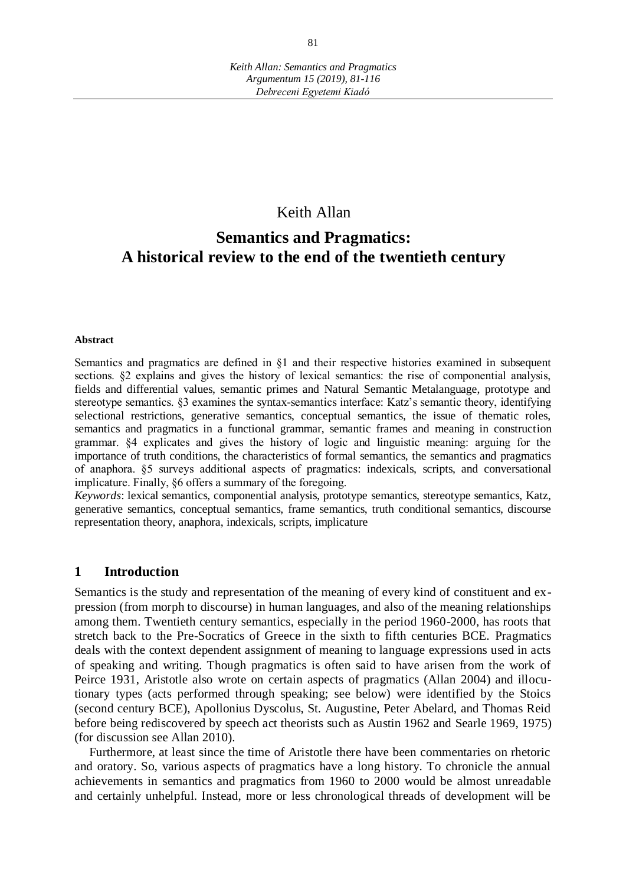Keith Allan

# Semantics and Pragmatics: A historical review to the end of the twentieth century

**Abstract**

Semantics and pragmatics are defined in §1 and their respective histories examined in subsequent sections. §2 explains and gives the history of lexical semantics: the rise of componential analysis, fields and differential values, semantic primes and Natural Semantic Metalanguage, prototype and stereotype semantics. §3 examines the syntax-semantics interface: Katz's semantic theory, identifying selectional restrictions, generative semantics, conceptual semantics, the issue of thematic roles, semantics and pragmatics in a functional grammar, semantic frames and meaning in construction grammar. §4 explicates and gives the history of logic and linguistic meaning: arguing for the importance of truth conditions, the characteristics of formal semantics, the semantics and pragmatics of anaphora. §5 surveys additional aspects of pragmatics: indexicals, scripts, and conversational implicature. Finally, §6 offers a summary of the foregoing.

*Keywords*: lexical semantics, componential analysis, prototype semantics, stereotype semantics, Katz, generative semantics, conceptual semantics, frame semantics, truth conditional semantics, discourse representation theory, anaphora, indexicals, scripts, implicature

## 1 Introduction

Semantics is the study and representation of the meaning of every kind of constituent and expression (from morph to discourse) in human languages, and also of the meaning relationships among them. Twentieth century semantics, especially in the period 1960-2000, has roots that stretch back to the Pre-Socratics of Greece in the sixth to fifth centuries BCE. Pragmatics deals with the context dependent assignment of meaning to language expressions used in acts of speaking and writing. Though pragmatics is often said to have arisen from the work of Peirce 1931, Aristotle also wrote on certain aspects of pragmatics (Allan 2004) and illocutionary types (acts performed through speaking; see below) were identified by the Stoics (second century BCE), Apollonius Dyscolus, St. Augustine, Peter Abelard, and Thomas Reid before being rediscovered by speech act theorists such as Austin 1962 and Searle 1969, 1975) (for discussion see Allan 2010).

Furthermore, at least since the time of Aristotle there have been commentaries on rhetoric and oratory. So, various aspects of pragmatics have a long history. To chronicle the annual achievements in semantics and pragmatics from 1960 to 2000 would be almost unreadable and certainly unhelpful. Instead, more or less chronological threads of development will be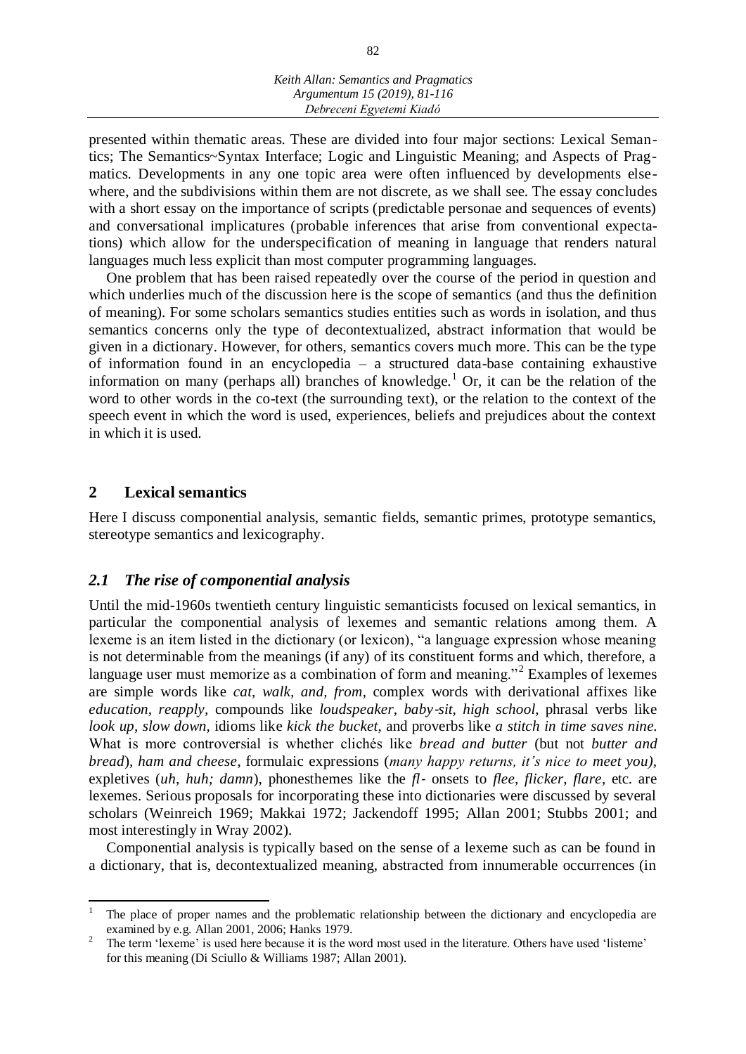presented within thematic areas. These are divided into four major sections: Lexical Semantics; The Semantics~Syntax Interface; Logic and Linguistic Meaning; and Aspects of Pragmatics. Developments in any one topic area were often influenced by developments elsewhere, and the subdivisions within them are not discrete, as we shall see. The essay concludes with a short essay on the importance of scripts (predictable personae and sequences of events) and conversational implicatures (probable inferences that arise from conventional expectations) which allow for the underspecification of meaning in language that renders natural languages much less explicit than most computer programming languages.

One problem that has been raised repeatedly over the course of the period in question and which underlies much of the discussion here is the scope of semantics (and thus the definition of meaning). For some scholars semantics studies entities such as words in isolation, and thus semantics concerns only the type of decontextualized, abstract information that would be given in a dictionary. However, for others, semantics covers much more. This can be the type of information found in an encyclopedia – a structured data-base containing exhaustive information on many (perhaps all) branches of knowledge.[1] Or, it can be the relation of the word to other words in the co-text (the surrounding text), or the relation to the context of the speech event in which the word is used, experiences, beliefs and prejudices about the context in which it is used.

## 2 Lexical semantics

Here I discuss componential analysis, semantic fields, semantic primes, prototype semantics, stereotype semantics and lexicography.

### *2.1 The rise of componential analysis*

Until the mid-1960s twentieth century linguistic semanticists focused on lexical semantics, in particular the componential analysis of lexemes and semantic relations among them. A lexeme is an item listed in the dictionary (or lexicon), "a language expression whose meaning is not determinable from the meanings (if any) of its constituent forms and which, therefore, a language user must memorize as a combination of form and meaning."[2] Examples of lexemes are simple words like *cat, walk, and, from*, complex words with derivational affixes like *education, reapply*, compounds like *loudspeaker, baby-sit, high school,* phrasal verbs like *look up*, *slow down*, idioms like *kick the bucket*, and proverbs like *a stitch in time saves nine.* What is more controversial is whether clichés like *bread and butter* (but not *butter and bread*), *ham and cheese*, formulaic expressions (*many happy returns, it's nice to meet you)*, expletives (*uh, huh; damn*), phonesthemes like the *fl-* onsets to *flee, flicker, flare*, etc. are lexemes. Serious proposals for incorporating these into dictionaries were discussed by several scholars (Weinreich 1969; Makkai 1972; Jackendoff 1995; Allan 2001; Stubbs 2001; and most interestingly in Wray 2002).

Componential analysis is typically based on the sense of a lexeme such as can be found in a dictionary, that is, decontextualized meaning, abstracted from innumerable occurrences (in

---

[1] The place of proper names and the problematic relationship between the dictionary and encyclopedia are examined by e.g. Allan 2001, 2006; Hanks 1979.

[2] The term 'lexeme' is used here because it is the word most used in the literature. Others have used 'listeme' for this meaning (Di Sciullo & Williams 1987; Allan 2001).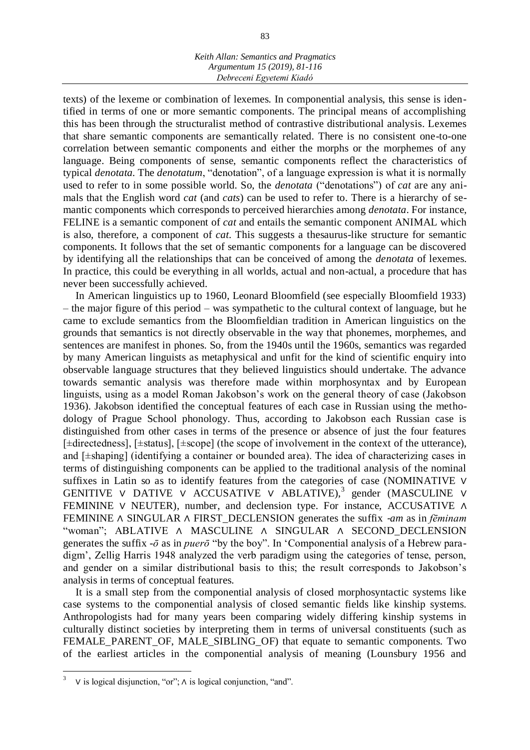texts) of the lexeme or combination of lexemes. In componential analysis, this sense is identified in terms of one or more semantic components. The principal means of accomplishing this has been through the structuralist method of contrastive distributional analysis. Lexemes that share semantic components are semantically related. There is no consistent one-to-one correlation between semantic components and either the morphs or the morphemes of any language. Being components of sense, semantic components reflect the characteristics of typical *denotata*. The *denotatum*, "denotation", of a language expression is what it is normally used to refer to in some possible world. So, the *denotata* ("denotations") of *cat* are any animals that the English word *cat* (and *cats*) can be used to refer to. There is a hierarchy of semantic components which corresponds to perceived hierarchies among *denotata*. For instance, FELINE is a semantic component of *cat* and entails the semantic component ANIMAL which is also, therefore, a component of *cat*. This suggests a thesaurus-like structure for semantic components. It follows that the set of semantic components for a language can be discovered by identifying all the relationships that can be conceived of among the *denotata* of lexemes. In practice, this could be everything in all worlds, actual and non-actual, a procedure that has never been successfully achieved.

In American linguistics up to 1960, Leonard Bloomfield (see especially Bloomfield 1933) – the major figure of this period – was sympathetic to the cultural context of language, but he came to exclude semantics from the Bloomfieldian tradition in American linguistics on the grounds that semantics is not directly observable in the way that phonemes, morphemes, and sentences are manifest in phones. So, from the 1940s until the 1960s, semantics was regarded by many American linguists as metaphysical and unfit for the kind of scientific enquiry into observable language structures that they believed linguistics should undertake. The advance towards semantic analysis was therefore made within morphosyntax and by European linguists, using as a model Roman Jakobson's work on the general theory of case (Jakobson 1936). Jakobson identified the conceptual features of each case in Russian using the methodology of Prague School phonology. Thus, according to Jakobson each Russian case is distinguished from other cases in terms of the presence or absence of just the four features [±directedness], [±status], [±scope] (the scope of involvement in the context of the utterance), and [±shaping] (identifying a container or bounded area). The idea of characterizing cases in terms of distinguishing components can be applied to the traditional analysis of the nominal suffixes in Latin so as to identify features from the categories of case (NOMINATIVE ∨ GENITIVE ∨ DATIVE ∨ ACCUSATIVE ∨ ABLATIVE),[3] gender (MASCULINE ∨ FEMININE ∨ NEUTER), number, and declension type. For instance, ACCUSATIVE ∧ FEMININE ∧ SINGULAR ∧ FIRST_DECLENSION generates the suffix *-am* as in *fēminam* "woman"; ABLATIVE ∧ MASCULINE ∧ SINGULAR ∧ SECOND_DECLENSION generates the suffix *-ō* as in *puerō* "by the boy". In 'Componential analysis of a Hebrew paradigm', Zellig Harris 1948 analyzed the verb paradigm using the categories of tense, person, and gender on a similar distributional basis to this; the result corresponds to Jakobson's analysis in terms of conceptual features.

It is a small step from the componential analysis of closed morphosyntactic systems like case systems to the componential analysis of closed semantic fields like kinship systems. Anthropologists had for many years been comparing widely differing kinship systems in culturally distinct societies by interpreting them in terms of universal constituents (such as FEMALE_PARENT_OF, MALE_SIBLING_OF) that equate to semantic components. Two of the earliest articles in the componential analysis of meaning (Lounsbury 1956 and

---

[3] ∨ is logical disjunction, "or"; ∧ is logical conjunction, "and".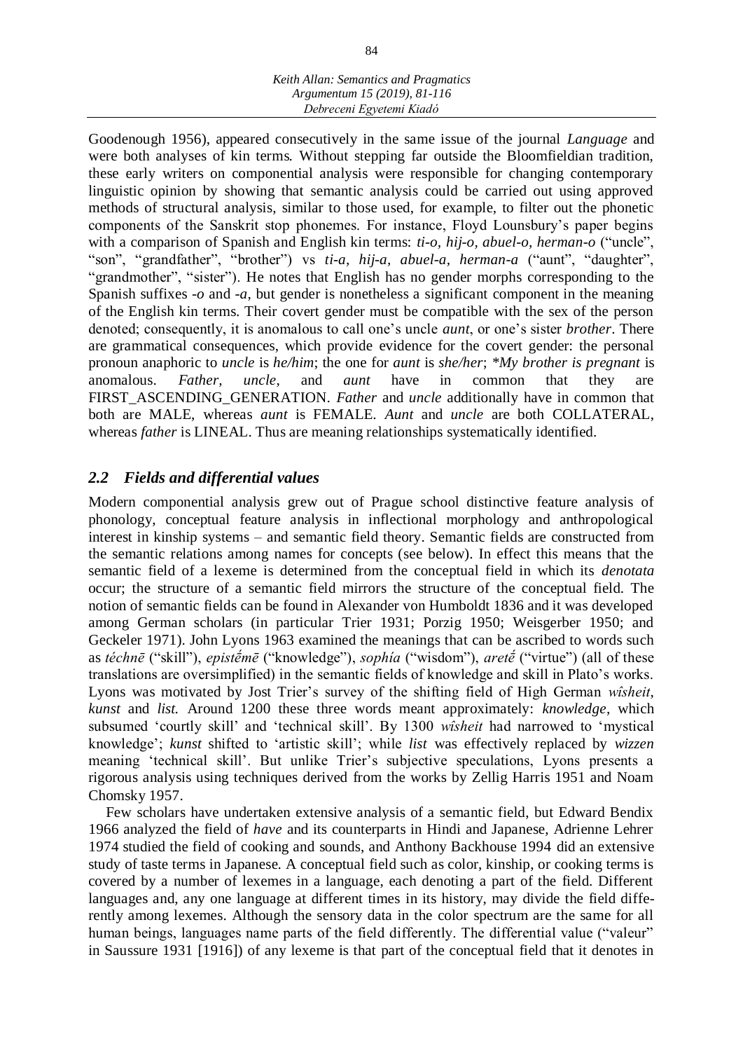Goodenough 1956), appeared consecutively in the same issue of the journal *Language* and were both analyses of kin terms. Without stepping far outside the Bloomfieldian tradition, these early writers on componential analysis were responsible for changing contemporary linguistic opinion by showing that semantic analysis could be carried out using approved methods of structural analysis, similar to those used, for example, to filter out the phonetic components of the Sanskrit stop phonemes. For instance, Floyd Lounsbury's paper begins with a comparison of Spanish and English kin terms: *ti-o, hij-o, abuel-o, herman-o* ("uncle", "son", "grandfather", "brother") vs *ti-a, hij-a, abuel-a, herman-a* ("aunt", "daughter", "grandmother", "sister"). He notes that English has no gender morphs corresponding to the Spanish suffixes *-o* and *-a*, but gender is nonetheless a significant component in the meaning of the English kin terms. Their covert gender must be compatible with the sex of the person denoted; consequently, it is anomalous to call one's uncle *aunt*, or one's sister *brother*. There are grammatical consequences, which provide evidence for the covert gender: the personal pronoun anaphoric to *uncle* is *he/him*; the one for *aunt* is *she/her*; *\*My brother is pregnant* is anomalous. *Father, uncle*, and *aunt* have in common that they are FIRST_ASCENDING_GENERATION. *Father* and *uncle* additionally have in common that both are MALE, whereas *aunt* is FEMALE. *Aunt* and *uncle* are both COLLATERAL, whereas *father* is LINEAL. Thus are meaning relationships systematically identified.

## *2.2 Fields and differential values*

Modern componential analysis grew out of Prague school distinctive feature analysis of phonology, conceptual feature analysis in inflectional morphology and anthropological interest in kinship systems – and semantic field theory. Semantic fields are constructed from the semantic relations among names for concepts (see below). In effect this means that the semantic field of a lexeme is determined from the conceptual field in which its *denotata* occur; the structure of a semantic field mirrors the structure of the conceptual field. The notion of semantic fields can be found in Alexander von Humboldt 1836 and it was developed among German scholars (in particular Trier 1931; Porzig 1950; Weisgerber 1950; and Geckeler 1971). John Lyons 1963 examined the meanings that can be ascribed to words such as *téchnē* ("skill"), *epistḗmē* ("knowledge"), *sophía* ("wisdom"), *aretḗ* ("virtue") (all of these translations are oversimplified) in the semantic fields of knowledge and skill in Plato's works. Lyons was motivated by Jost Trier's survey of the shifting field of High German *wîsheit*, *kunst* and *list.* Around 1200 these three words meant approximately: *knowledge*, which subsumed 'courtly skill' and 'technical skill'. By 1300 *wîsheit* had narrowed to 'mystical knowledge'; *kunst* shifted to 'artistic skill'; while *list* was effectively replaced by *wizzen* meaning 'technical skill'. But unlike Trier's subjective speculations, Lyons presents a rigorous analysis using techniques derived from the works by Zellig Harris 1951 and Noam Chomsky 1957.

Few scholars have undertaken extensive analysis of a semantic field, but Edward Bendix 1966 analyzed the field of *have* and its counterparts in Hindi and Japanese, Adrienne Lehrer 1974 studied the field of cooking and sounds, and Anthony Backhouse 1994 did an extensive study of taste terms in Japanese. A conceptual field such as color, kinship, or cooking terms is covered by a number of lexemes in a language, each denoting a part of the field. Different languages and, any one language at different times in its history, may divide the field differently among lexemes. Although the sensory data in the color spectrum are the same for all human beings, languages name parts of the field differently. The differential value ("valeur" in Saussure 1931 [1916]) of any lexeme is that part of the conceptual field that it denotes in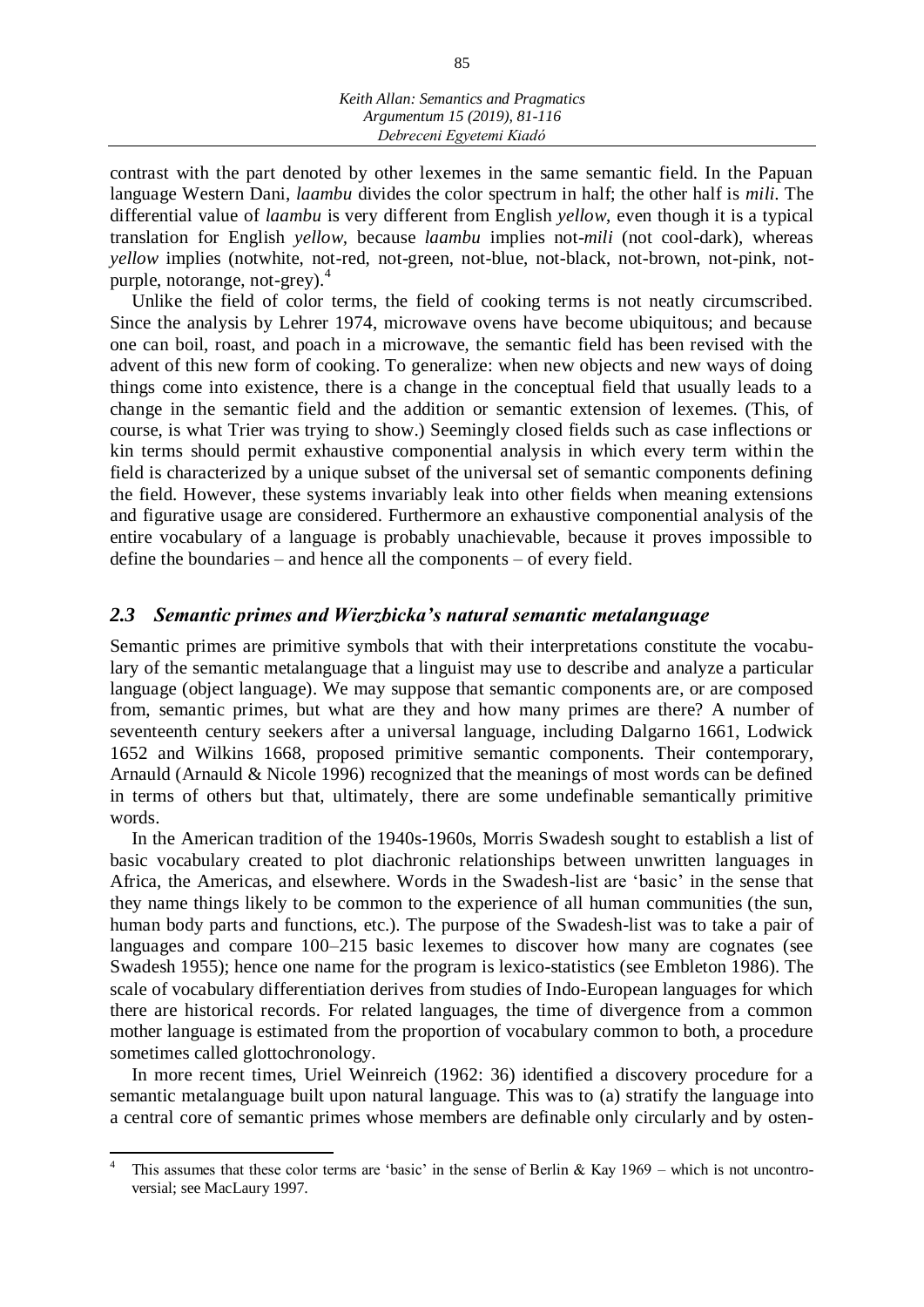contrast with the part denoted by other lexemes in the same semantic field. In the Papuan language Western Dani, *laambu* divides the color spectrum in half; the other half is *mili*. The differential value of *laambu* is very different from English *yellow*, even though it is a typical translation for English *yellow*, because *laambu* implies not-*mili* (not cool-dark), whereas *yellow* implies (notwhite, not-red, not-green, not-blue, not-black, not-brown, not-pink, not-purple, notorange, not-grey).[4]

Unlike the field of color terms, the field of cooking terms is not neatly circumscribed. Since the analysis by Lehrer 1974, microwave ovens have become ubiquitous; and because one can boil, roast, and poach in a microwave, the semantic field has been revised with the advent of this new form of cooking. To generalize: when new objects and new ways of doing things come into existence, there is a change in the conceptual field that usually leads to a change in the semantic field and the addition or semantic extension of lexemes. (This, of course, is what Trier was trying to show.) Seemingly closed fields such as case inflections or kin terms should permit exhaustive componential analysis in which every term within the field is characterized by a unique subset of the universal set of semantic components defining the field. However, these systems invariably leak into other fields when meaning extensions and figurative usage are considered. Furthermore an exhaustive componential analysis of the entire vocabulary of a language is probably unachievable, because it proves impossible to define the boundaries – and hence all the components – of every field.

### *2.3 Semantic primes and Wierzbicka's natural semantic metalanguage*

Semantic primes are primitive symbols that with their interpretations constitute the vocabulary of the semantic metalanguage that a linguist may use to describe and analyze a particular language (object language). We may suppose that semantic components are, or are composed from, semantic primes, but what are they and how many primes are there? A number of seventeenth century seekers after a universal language, including Dalgarno 1661, Lodwick 1652 and Wilkins 1668, proposed primitive semantic components. Their contemporary, Arnauld (Arnauld & Nicole 1996) recognized that the meanings of most words can be defined in terms of others but that, ultimately, there are some undefinable semantically primitive words.

In the American tradition of the 1940s-1960s, Morris Swadesh sought to establish a list of basic vocabulary created to plot diachronic relationships between unwritten languages in Africa, the Americas, and elsewhere. Words in the Swadesh-list are 'basic' in the sense that they name things likely to be common to the experience of all human communities (the sun, human body parts and functions, etc.). The purpose of the Swadesh-list was to take a pair of languages and compare 100–215 basic lexemes to discover how many are cognates (see Swadesh 1955); hence one name for the program is lexico-statistics (see Embleton 1986). The scale of vocabulary differentiation derives from studies of Indo-European languages for which there are historical records. For related languages, the time of divergence from a common mother language is estimated from the proportion of vocabulary common to both, a procedure sometimes called glottochronology.

In more recent times, Uriel Weinreich (1962: 36) identified a discovery procedure for a semantic metalanguage built upon natural language. This was to (a) stratify the language into a central core of semantic primes whose members are definable only circularly and by osten-

---

[4] This assumes that these color terms are 'basic' in the sense of Berlin & Kay 1969 – which is not uncontroversial; see MacLaury 1997.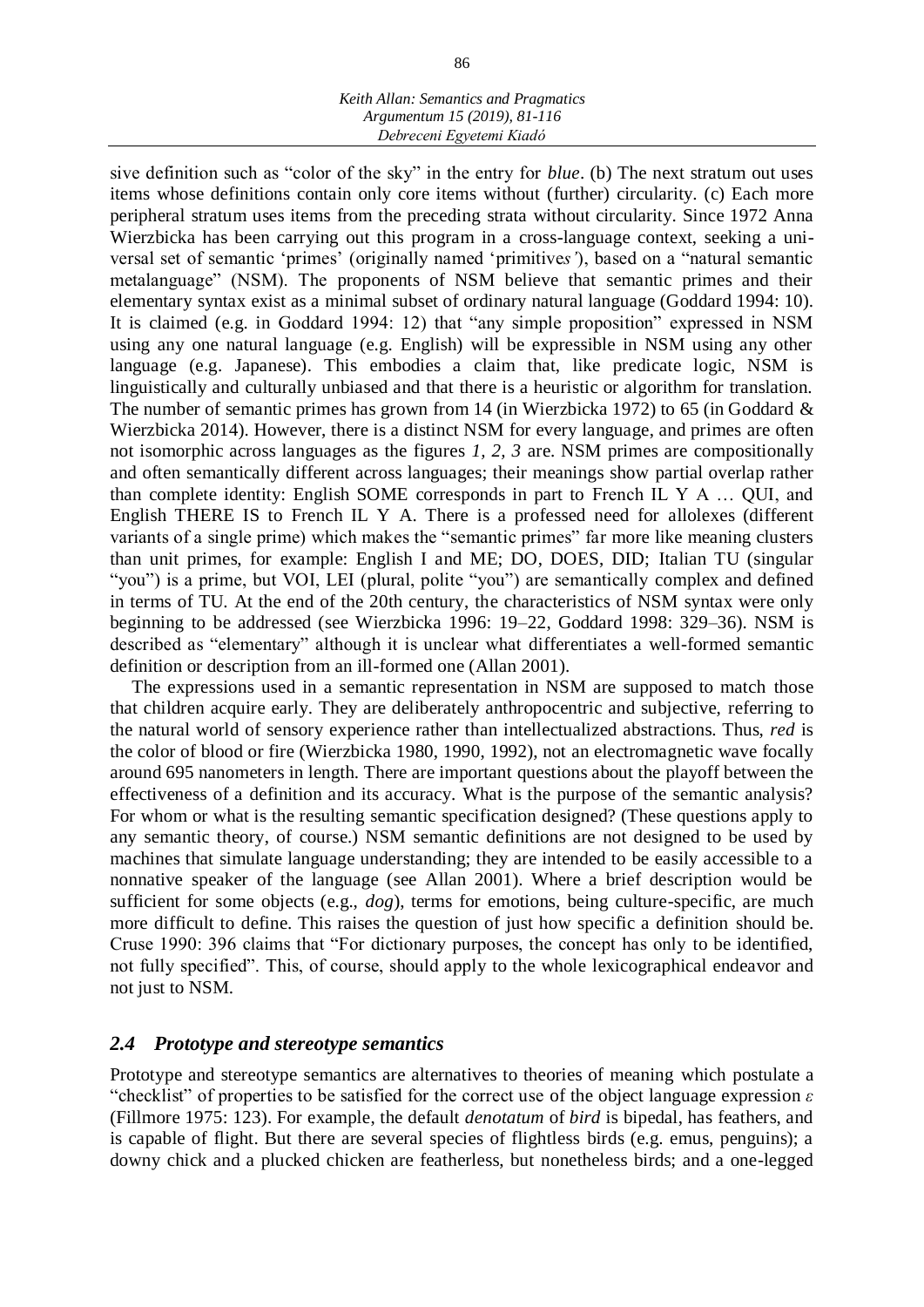sive definition such as "color of the sky" in the entry for *blue*. (b) The next stratum out uses items whose definitions contain only core items without (further) circularity. (c) Each more peripheral stratum uses items from the preceding strata without circularity. Since 1972 Anna Wierzbicka has been carrying out this program in a cross-language context, seeking a universal set of semantic 'primes' (originally named 'primitive*s*'), based on a "natural semantic metalanguage" (NSM). The proponents of NSM believe that semantic primes and their elementary syntax exist as a minimal subset of ordinary natural language (Goddard 1994: 10). It is claimed (e.g. in Goddard 1994: 12) that "any simple proposition" expressed in NSM using any one natural language (e.g. English) will be expressible in NSM using any other language (e.g. Japanese). This embodies a claim that, like predicate logic, NSM is linguistically and culturally unbiased and that there is a heuristic or algorithm for translation. The number of semantic primes has grown from 14 (in Wierzbicka 1972) to 65 (in Goddard & Wierzbicka 2014). However, there is a distinct NSM for every language, and primes are often not isomorphic across languages as the figures *1, 2, 3* are. NSM primes are compositionally and often semantically different across languages; their meanings show partial overlap rather than complete identity: English SOME corresponds in part to French IL Y A … QUI, and English THERE IS to French IL Y A. There is a professed need for allolexes (different variants of a single prime) which makes the "semantic primes" far more like meaning clusters than unit primes, for example: English I and ME; DO, DOES, DID; Italian TU (singular "you") is a prime, but VOI, LEI (plural, polite "you") are semantically complex and defined in terms of TU. At the end of the 20th century, the characteristics of NSM syntax were only beginning to be addressed (see Wierzbicka 1996: 19–22, Goddard 1998: 329–36). NSM is described as "elementary" although it is unclear what differentiates a well-formed semantic definition or description from an ill-formed one (Allan 2001).

The expressions used in a semantic representation in NSM are supposed to match those that children acquire early. They are deliberately anthropocentric and subjective, referring to the natural world of sensory experience rather than intellectualized abstractions. Thus, *red* is the color of blood or fire (Wierzbicka 1980, 1990, 1992), not an electromagnetic wave focally around 695 nanometers in length. There are important questions about the playoff between the effectiveness of a definition and its accuracy. What is the purpose of the semantic analysis? For whom or what is the resulting semantic specification designed? (These questions apply to any semantic theory, of course.) NSM semantic definitions are not designed to be used by machines that simulate language understanding; they are intended to be easily accessible to a nonnative speaker of the language (see Allan 2001). Where a brief description would be sufficient for some objects (e.g., *dog*), terms for emotions, being culture-specific, are much more difficult to define. This raises the question of just how specific a definition should be. Cruse 1990: 396 claims that "For dictionary purposes, the concept has only to be identified, not fully specified". This, of course, should apply to the whole lexicographical endeavor and not just to NSM.

### *2.4 Prototype and stereotype semantics*

Prototype and stereotype semantics are alternatives to theories of meaning which postulate a "checklist" of properties to be satisfied for the correct use of the object language expression $\varepsilon$ (Fillmore 1975: 123). For example, the default *denotatum* of *bird* is bipedal, has feathers, and is capable of flight. But there are several species of flightless birds (e.g. emus, penguins); a downy chick and a plucked chicken are featherless, but nonetheless birds; and a one-legged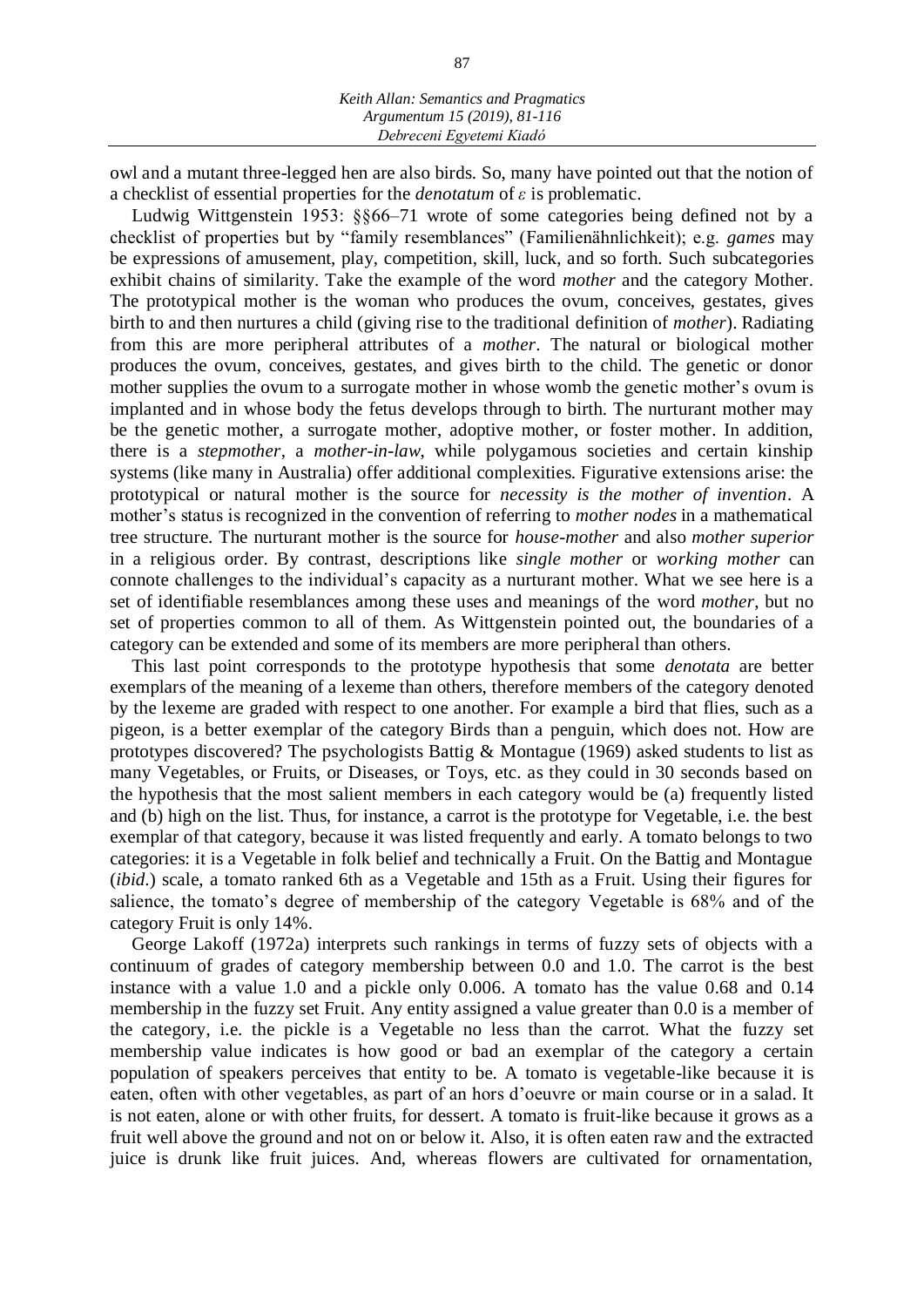owl and a mutant three-legged hen are also birds. So, many have pointed out that the notion of a checklist of essential properties for the *denotatum* of *ε* is problematic.

Ludwig Wittgenstein 1953: §§66–71 wrote of some categories being defined not by a checklist of properties but by "family resemblances" (Familienähnlichkeit); e.g. *games* may be expressions of amusement, play, competition, skill, luck, and so forth. Such subcategories exhibit chains of similarity. Take the example of the word *mother* and the category Mother. The prototypical mother is the woman who produces the ovum, conceives, gestates, gives birth to and then nurtures a child (giving rise to the traditional definition of *mother*). Radiating from this are more peripheral attributes of a *mother*. The natural or biological mother produces the ovum, conceives, gestates, and gives birth to the child. The genetic or donor mother supplies the ovum to a surrogate mother in whose womb the genetic mother's ovum is implanted and in whose body the fetus develops through to birth. The nurturant mother may be the genetic mother, a surrogate mother, adoptive mother, or foster mother. In addition, there is a *stepmother*, a *mother-in-law*, while polygamous societies and certain kinship systems (like many in Australia) offer additional complexities. Figurative extensions arise: the prototypical or natural mother is the source for *necessity is the mother of invention*. A mother's status is recognized in the convention of referring to *mother nodes* in a mathematical tree structure. The nurturant mother is the source for *house-mother* and also *mother superior* in a religious order. By contrast, descriptions like *single mother* or *working mother* can connote challenges to the individual's capacity as a nurturant mother. What we see here is a set of identifiable resemblances among these uses and meanings of the word *mother*, but no set of properties common to all of them. As Wittgenstein pointed out, the boundaries of a category can be extended and some of its members are more peripheral than others.

This last point corresponds to the prototype hypothesis that some *denotata* are better exemplars of the meaning of a lexeme than others, therefore members of the category denoted by the lexeme are graded with respect to one another. For example a bird that flies, such as a pigeon, is a better exemplar of the category Birds than a penguin, which does not. How are prototypes discovered? The psychologists Battig & Montague (1969) asked students to list as many Vegetables, or Fruits, or Diseases, or Toys, etc. as they could in 30 seconds based on the hypothesis that the most salient members in each category would be (a) frequently listed and (b) high on the list. Thus, for instance, a carrot is the prototype for Vegetable, i.e. the best exemplar of that category, because it was listed frequently and early. A tomato belongs to two categories: it is a Vegetable in folk belief and technically a Fruit. On the Battig and Montague (*ibid.*) scale, a tomato ranked 6th as a Vegetable and 15th as a Fruit. Using their figures for salience, the tomato's degree of membership of the category Vegetable is 68% and of the category Fruit is only 14%.

George Lakoff (1972a) interprets such rankings in terms of fuzzy sets of objects with a continuum of grades of category membership between 0.0 and 1.0. The carrot is the best instance with a value 1.0 and a pickle only 0.006. A tomato has the value 0.68 and 0.14 membership in the fuzzy set Fruit. Any entity assigned a value greater than 0.0 is a member of the category, i.e. the pickle is a Vegetable no less than the carrot. What the fuzzy set membership value indicates is how good or bad an exemplar of the category a certain population of speakers perceives that entity to be. A tomato is vegetable-like because it is eaten, often with other vegetables, as part of an hors d'oeuvre or main course or in a salad. It is not eaten, alone or with other fruits, for dessert. A tomato is fruit-like because it grows as a fruit well above the ground and not on or below it. Also, it is often eaten raw and the extracted juice is drunk like fruit juices. And, whereas flowers are cultivated for ornamentation,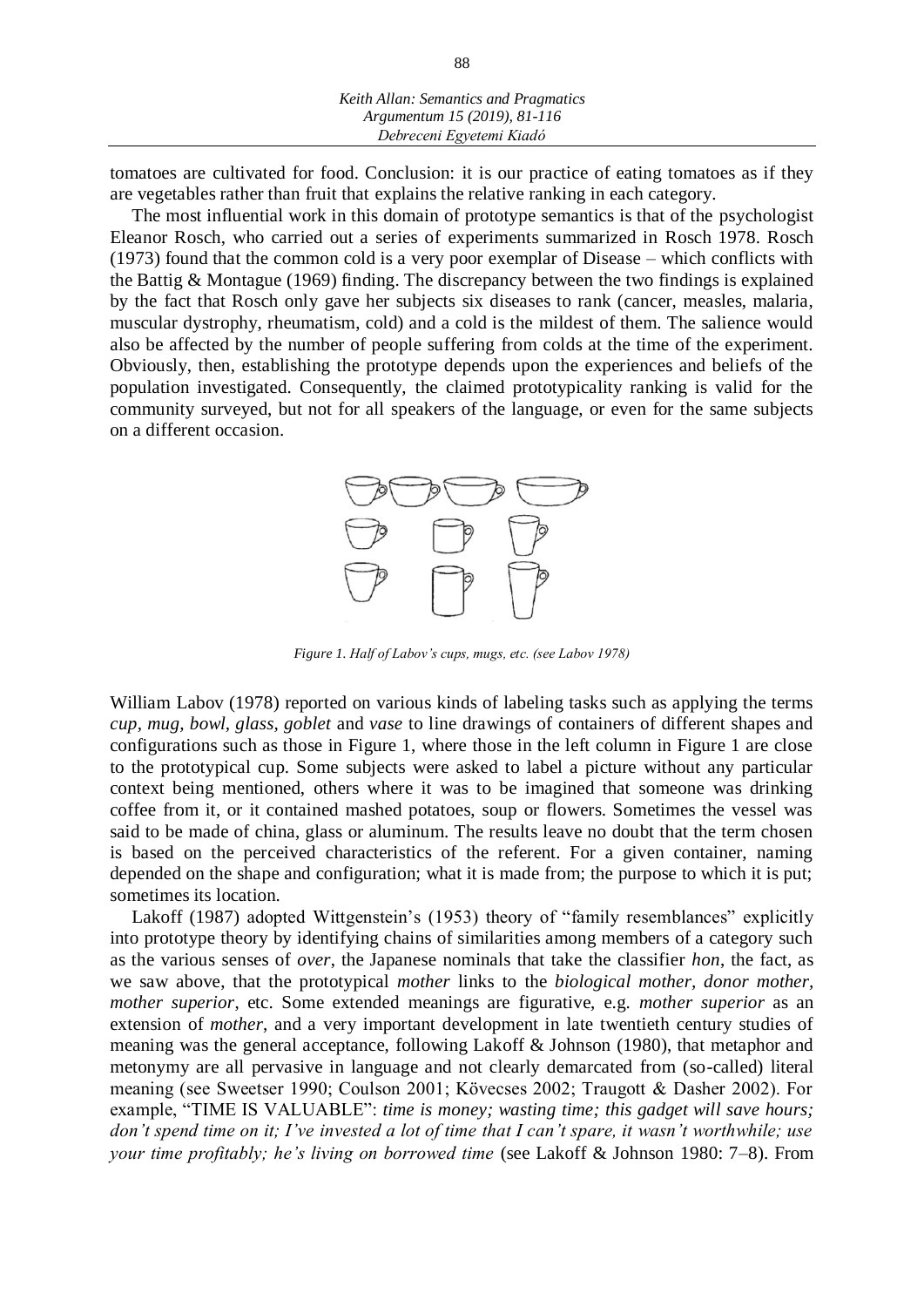tomatoes are cultivated for food. Conclusion: it is our practice of eating tomatoes as if they are vegetables rather than fruit that explains the relative ranking in each category.

The most influential work in this domain of prototype semantics is that of the psychologist Eleanor Rosch, who carried out a series of experiments summarized in Rosch 1978. Rosch (1973) found that the common cold is a very poor exemplar of Disease – which conflicts with the Battig & Montague (1969) finding. The discrepancy between the two findings is explained by the fact that Rosch only gave her subjects six diseases to rank (cancer, measles, malaria, muscular dystrophy, rheumatism, cold) and a cold is the mildest of them. The salience would also be affected by the number of people suffering from colds at the time of the experiment. Obviously, then, establishing the prototype depends upon the experiences and beliefs of the population investigated. Consequently, the claimed prototypicality ranking is valid for the community surveyed, but not for all speakers of the language, or even for the same subjects on a different occasion.

*Figure 1. Half of Labov's cups, mugs, etc. (see Labov 1978)*

William Labov (1978) reported on various kinds of labeling tasks such as applying the terms *cup*, *mug*, *bowl*, *glass*, *goblet* and *vase* to line drawings of containers of different shapes and configurations such as those in Figure 1, where those in the left column in Figure 1 are close to the prototypical cup. Some subjects were asked to label a picture without any particular context being mentioned, others where it was to be imagined that someone was drinking coffee from it, or it contained mashed potatoes, soup or flowers. Sometimes the vessel was said to be made of china, glass or aluminum. The results leave no doubt that the term chosen is based on the perceived characteristics of the referent. For a given container, naming depended on the shape and configuration; what it is made from; the purpose to which it is put; sometimes its location.

Lakoff (1987) adopted Wittgenstein's (1953) theory of "family resemblances" explicitly into prototype theory by identifying chains of similarities among members of a category such as the various senses of *over*, the Japanese nominals that take the classifier *hon*, the fact, as we saw above, that the prototypical *mother* links to the *biological mother*, *donor mother*, *mother superior*, etc. Some extended meanings are figurative, e.g. *mother superior* as an extension of *mother*, and a very important development in late twentieth century studies of meaning was the general acceptance, following Lakoff & Johnson (1980), that metaphor and metonymy are all pervasive in language and not clearly demarcated from (so-called) literal meaning (see Sweetser 1990; Coulson 2001; Kövecses 2002; Traugott & Dasher 2002). For example, "TIME IS VALUABLE": *time is money; wasting time; this gadget will save hours; don't spend time on it; I've invested a lot of time that I can't spare, it wasn't worthwhile; use your time profitably; he's living on borrowed time* (see Lakoff & Johnson 1980: 7–8). From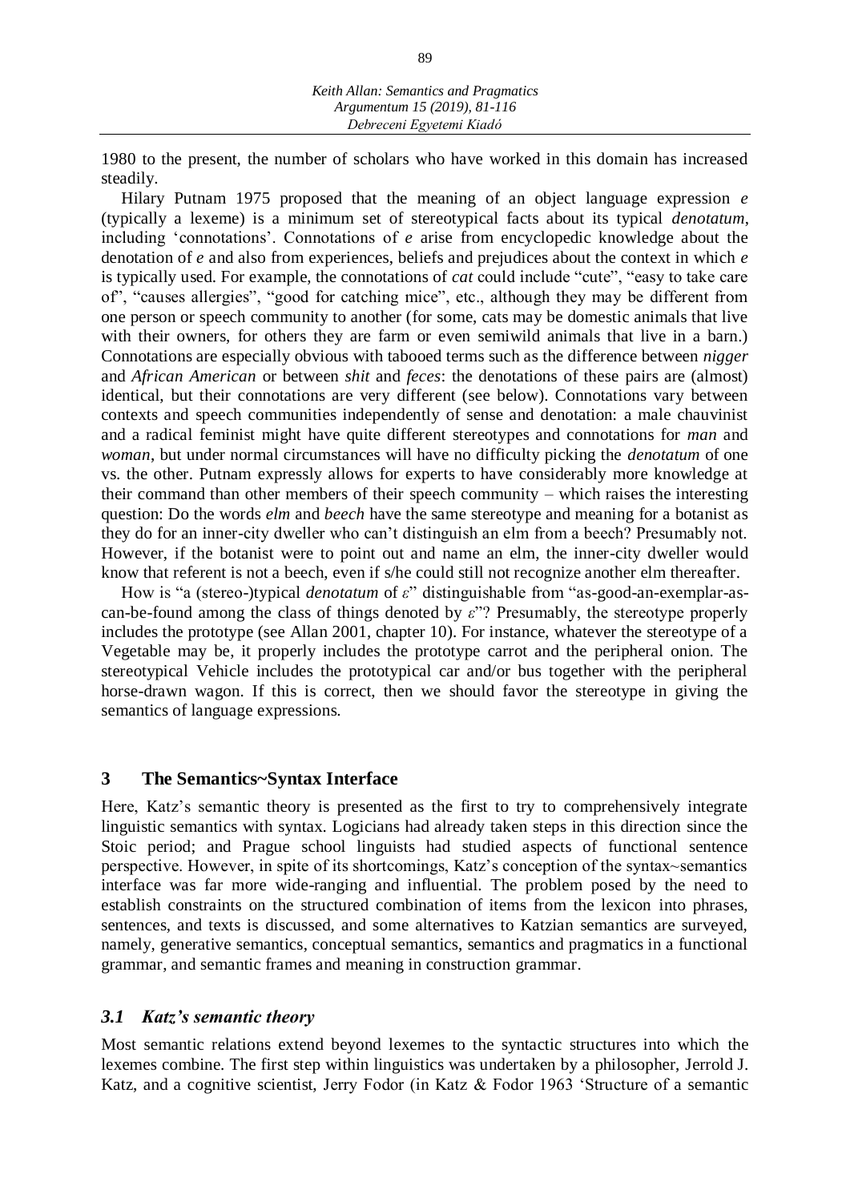1980 to the present, the number of scholars who have worked in this domain has increased steadily.

Hilary Putnam 1975 proposed that the meaning of an object language expression *e* (typically a lexeme) is a minimum set of stereotypical facts about its typical *denotatum*, including 'connotations'. Connotations of *e* arise from encyclopedic knowledge about the denotation of *e* and also from experiences, beliefs and prejudices about the context in which *e* is typically used. For example, the connotations of *cat* could include "cute", "easy to take care of", "causes allergies", "good for catching mice", etc., although they may be different from one person or speech community to another (for some, cats may be domestic animals that live with their owners, for others they are farm or even semiwild animals that live in a barn.) Connotations are especially obvious with tabooed terms such as the difference between *nigger* and *African American* or between *shit* and *feces*: the denotations of these pairs are (almost) identical, but their connotations are very different (see below). Connotations vary between contexts and speech communities independently of sense and denotation: a male chauvinist and a radical feminist might have quite different stereotypes and connotations for *man* and *woman*, but under normal circumstances will have no difficulty picking the *denotatum* of one vs. the other. Putnam expressly allows for experts to have considerably more knowledge at their command than other members of their speech community – which raises the interesting question: Do the words *elm* and *beech* have the same stereotype and meaning for a botanist as they do for an inner-city dweller who can't distinguish an elm from a beech? Presumably not. However, if the botanist were to point out and name an elm, the inner-city dweller would know that referent is not a beech, even if s/he could still not recognize another elm thereafter.

How is "a (stereo-)typical *denotatum* of $\varepsilon$" distinguishable from "as-good-an-exemplar-as-can-be-found among the class of things denoted by $\varepsilon$"? Presumably, the stereotype properly includes the prototype (see Allan 2001, chapter 10). For instance, whatever the stereotype of a Vegetable may be, it properly includes the prototype carrot and the peripheral onion. The stereotypical Vehicle includes the prototypical car and/or bus together with the peripheral horse-drawn wagon. If this is correct, then we should favor the stereotype in giving the semantics of language expressions.

## 3 The Semantics~Syntax Interface

Here, Katz's semantic theory is presented as the first to try to comprehensively integrate linguistic semantics with syntax. Logicians had already taken steps in this direction since the Stoic period; and Prague school linguists had studied aspects of functional sentence perspective. However, in spite of its shortcomings, Katz's conception of the syntax~semantics interface was far more wide-ranging and influential. The problem posed by the need to establish constraints on the structured combination of items from the lexicon into phrases, sentences, and texts is discussed, and some alternatives to Katzian semantics are surveyed, namely, generative semantics, conceptual semantics, semantics and pragmatics in a functional grammar, and semantic frames and meaning in construction grammar.

### *3.1 Katz's semantic theory*

Most semantic relations extend beyond lexemes to the syntactic structures into which the lexemes combine. The first step within linguistics was undertaken by a philosopher, Jerrold J. Katz, and a cognitive scientist, Jerry Fodor (in Katz & Fodor 1963 'Structure of a semantic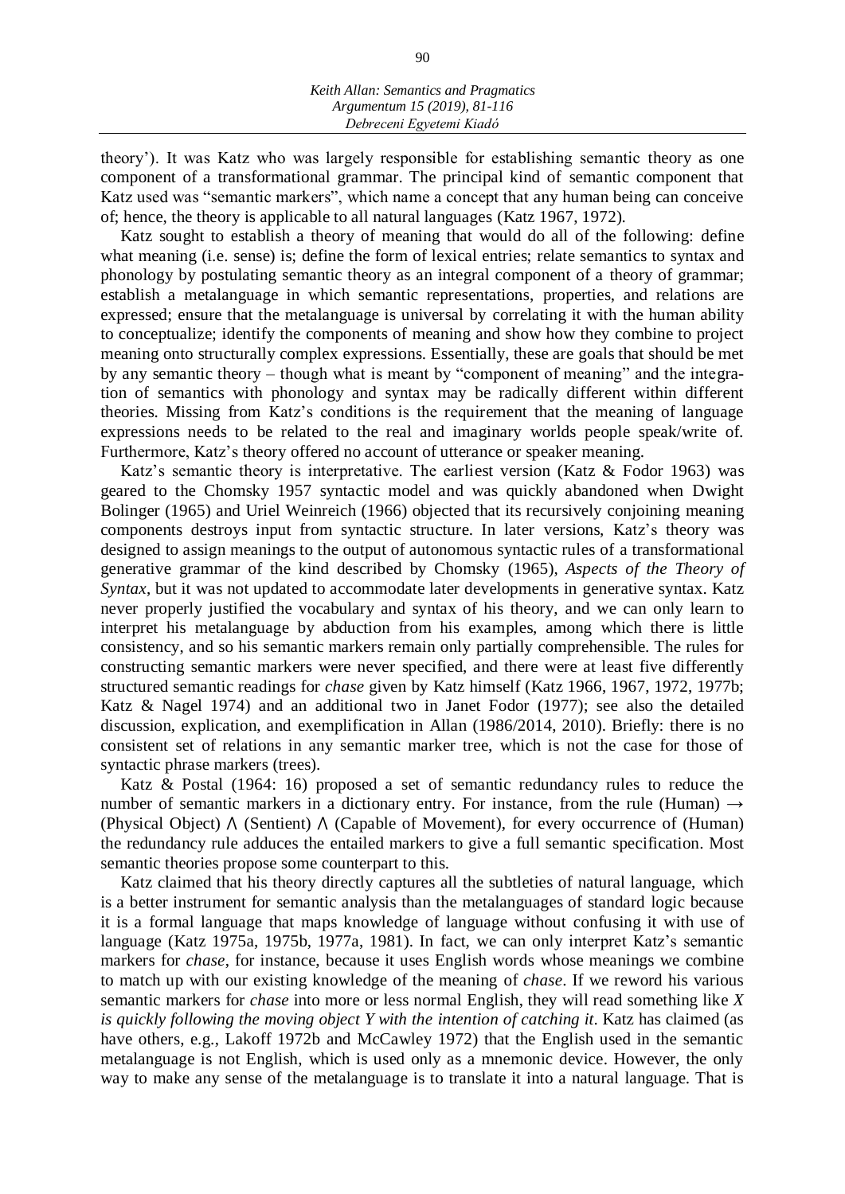theory'). It was Katz who was largely responsible for establishing semantic theory as one component of a transformational grammar. The principal kind of semantic component that Katz used was "semantic markers", which name a concept that any human being can conceive of; hence, the theory is applicable to all natural languages (Katz 1967, 1972).

Katz sought to establish a theory of meaning that would do all of the following: define what meaning (i.e. sense) is; define the form of lexical entries; relate semantics to syntax and phonology by postulating semantic theory as an integral component of a theory of grammar; establish a metalanguage in which semantic representations, properties, and relations are expressed; ensure that the metalanguage is universal by correlating it with the human ability to conceptualize; identify the components of meaning and show how they combine to project meaning onto structurally complex expressions. Essentially, these are goals that should be met by any semantic theory – though what is meant by "component of meaning" and the integration of semantics with phonology and syntax may be radically different within different theories. Missing from Katz's conditions is the requirement that the meaning of language expressions needs to be related to the real and imaginary worlds people speak/write of. Furthermore, Katz's theory offered no account of utterance or speaker meaning.

Katz's semantic theory is interpretative. The earliest version (Katz & Fodor 1963) was geared to the Chomsky 1957 syntactic model and was quickly abandoned when Dwight Bolinger (1965) and Uriel Weinreich (1966) objected that its recursively conjoining meaning components destroys input from syntactic structure. In later versions, Katz's theory was designed to assign meanings to the output of autonomous syntactic rules of a transformational generative grammar of the kind described by Chomsky (1965), *Aspects of the Theory of Syntax*, but it was not updated to accommodate later developments in generative syntax. Katz never properly justified the vocabulary and syntax of his theory, and we can only learn to interpret his metalanguage by abduction from his examples, among which there is little consistency, and so his semantic markers remain only partially comprehensible. The rules for constructing semantic markers were never specified, and there were at least five differently structured semantic readings for *chase* given by Katz himself (Katz 1966, 1967, 1972, 1977b; Katz & Nagel 1974) and an additional two in Janet Fodor (1977); see also the detailed discussion, explication, and exemplification in Allan (1986/2014, 2010). Briefly: there is no consistent set of relations in any semantic marker tree, which is not the case for those of syntactic phrase markers (trees).

Katz & Postal (1964: 16) proposed a set of semantic redundancy rules to reduce the number of semantic markers in a dictionary entry. For instance, from the rule (Human) $\rightarrow$ (Physical Object) $\wedge$ (Sentient) $\wedge$ (Capable of Movement), for every occurrence of (Human) the redundancy rule adduces the entailed markers to give a full semantic specification. Most semantic theories propose some counterpart to this.

Katz claimed that his theory directly captures all the subtleties of natural language, which is a better instrument for semantic analysis than the metalanguages of standard logic because it is a formal language that maps knowledge of language without confusing it with use of language (Katz 1975a, 1975b, 1977a, 1981). In fact, we can only interpret Katz's semantic markers for *chase*, for instance, because it uses English words whose meanings we combine to match up with our existing knowledge of the meaning of *chase*. If we reword his various semantic markers for *chase* into more or less normal English, they will read something like *X is quickly following the moving object Y with the intention of catching it*. Katz has claimed (as have others, e.g., Lakoff 1972b and McCawley 1972) that the English used in the semantic metalanguage is not English, which is used only as a mnemonic device. However, the only way to make any sense of the metalanguage is to translate it into a natural language. That is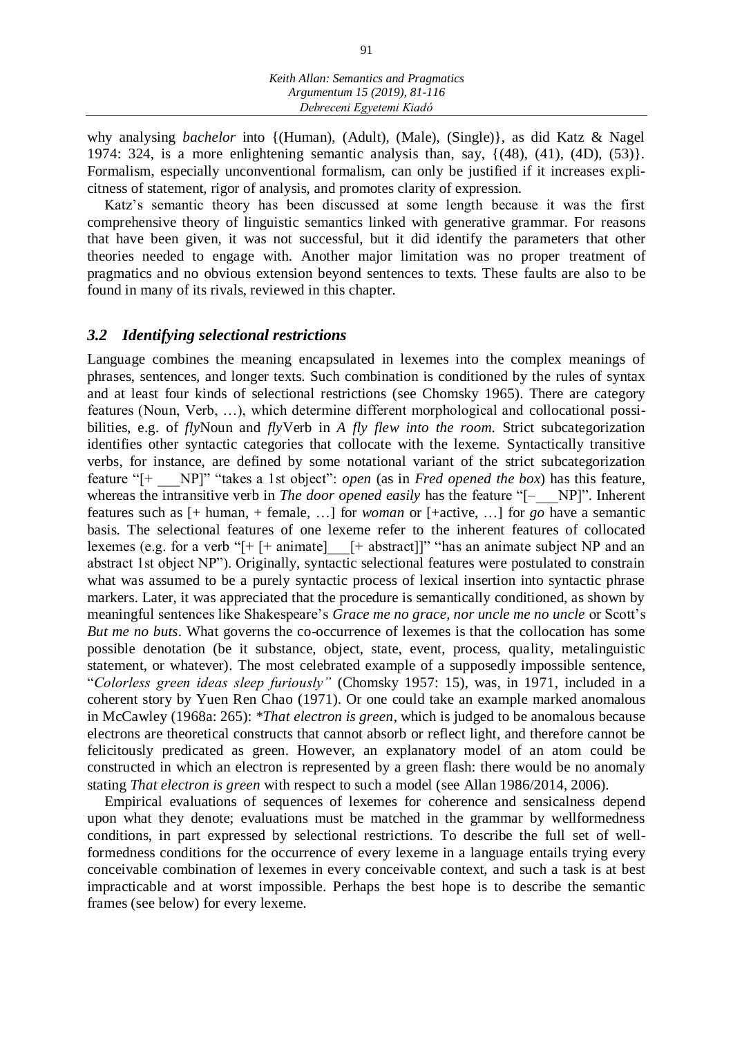why analysing *bachelor* into {(Human), (Adult), (Male), (Single)}, as did Katz & Nagel 1974: 324, is a more enlightening semantic analysis than, say, {(48), (41), (4D), (53)}. Formalism, especially unconventional formalism, can only be justified if it increases explicitness of statement, rigor of analysis, and promotes clarity of expression.

Katz's semantic theory has been discussed at some length because it was the first comprehensive theory of linguistic semantics linked with generative grammar. For reasons that have been given, it was not successful, but it did identify the parameters that other theories needed to engage with. Another major limitation was no proper treatment of pragmatics and no obvious extension beyond sentences to texts. These faults are also to be found in many of its rivals, reviewed in this chapter.

### *3.2 Identifying selectional restrictions*

Language combines the meaning encapsulated in lexemes into the complex meanings of phrases, sentences, and longer texts. Such combination is conditioned by the rules of syntax and at least four kinds of selectional restrictions (see Chomsky 1965). There are category features (Noun, Verb, …), which determine different morphological and collocational possibilities, e.g. of *fly*Noun and *fly*Verb in *A fly flew into the room.* Strict subcategorization identifies other syntactic categories that collocate with the lexeme. Syntactically transitive verbs, for instance, are defined by some notational variant of the strict subcategorization feature "[+ \_\_\_NP]" "takes a 1st object": *open* (as in *Fred opened the box*) has this feature, whereas the intransitive verb in *The door opened easily* has the feature "[–\_\_\_NP]". Inherent features such as [+ human, + female, …] for *woman* or [+active, …] for *go* have a semantic basis. The selectional features of one lexeme refer to the inherent features of collocated lexemes (e.g. for a verb "[+ [+ animate]\_\_\_[+ abstract]]" "has an animate subject NP and an abstract 1st object NP"). Originally, syntactic selectional features were postulated to constrain what was assumed to be a purely syntactic process of lexical insertion into syntactic phrase markers. Later, it was appreciated that the procedure is semantically conditioned, as shown by meaningful sentences like Shakespeare's *Grace me no grace, nor uncle me no uncle* or Scott's *But me no buts*. What governs the co-occurrence of lexemes is that the collocation has some possible denotation (be it substance, object, state, event, process, quality, metalinguistic statement, or whatever). The most celebrated example of a supposedly impossible sentence, "*Colorless green ideas sleep furiously"* (Chomsky 1957: 15), was, in 1971, included in a coherent story by Yuen Ren Chao (1971). Or one could take an example marked anomalous in McCawley (1968a: 265): \**That electron is green*, which is judged to be anomalous because electrons are theoretical constructs that cannot absorb or reflect light, and therefore cannot be felicitously predicated as green. However, an explanatory model of an atom could be constructed in which an electron is represented by a green flash: there would be no anomaly stating *That electron is green* with respect to such a model (see Allan 1986/2014, 2006).

Empirical evaluations of sequences of lexemes for coherence and sensicalness depend upon what they denote; evaluations must be matched in the grammar by wellformedness conditions, in part expressed by selectional restrictions. To describe the full set of well-formedness conditions for the occurrence of every lexeme in a language entails trying every conceivable combination of lexemes in every conceivable context, and such a task is at best impracticable and at worst impossible. Perhaps the best hope is to describe the semantic frames (see below) for every lexeme.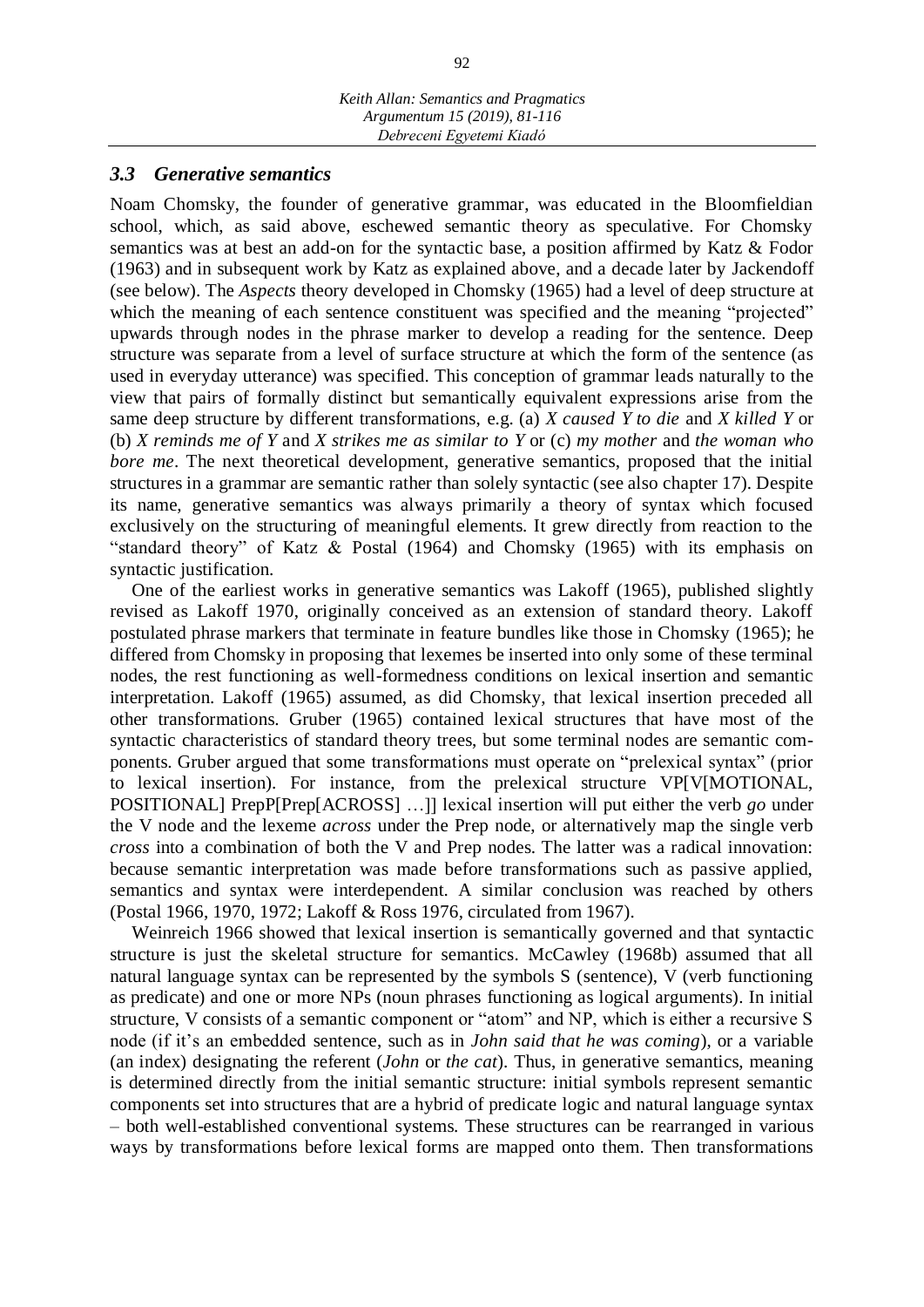### *3.3 Generative semantics*

Noam Chomsky, the founder of generative grammar, was educated in the Bloomfieldian school, which, as said above, eschewed semantic theory as speculative. For Chomsky semantics was at best an add-on for the syntactic base, a position affirmed by Katz & Fodor (1963) and in subsequent work by Katz as explained above, and a decade later by Jackendoff (see below). The *Aspects* theory developed in Chomsky (1965) had a level of deep structure at which the meaning of each sentence constituent was specified and the meaning "projected" upwards through nodes in the phrase marker to develop a reading for the sentence. Deep structure was separate from a level of surface structure at which the form of the sentence (as used in everyday utterance) was specified. This conception of grammar leads naturally to the view that pairs of formally distinct but semantically equivalent expressions arise from the same deep structure by different transformations, e.g. (a) *X caused Y to die* and *X killed Y* or (b) *X reminds me of Y* and *X strikes me as similar to Y* or (c) *my mother* and *the woman who bore me*. The next theoretical development, generative semantics, proposed that the initial structures in a grammar are semantic rather than solely syntactic (see also chapter 17). Despite its name, generative semantics was always primarily a theory of syntax which focused exclusively on the structuring of meaningful elements. It grew directly from reaction to the "standard theory" of Katz & Postal (1964) and Chomsky (1965) with its emphasis on syntactic justification.

One of the earliest works in generative semantics was Lakoff (1965), published slightly revised as Lakoff 1970, originally conceived as an extension of standard theory. Lakoff postulated phrase markers that terminate in feature bundles like those in Chomsky (1965); he differed from Chomsky in proposing that lexemes be inserted into only some of these terminal nodes, the rest functioning as well-formedness conditions on lexical insertion and semantic interpretation. Lakoff (1965) assumed, as did Chomsky, that lexical insertion preceded all other transformations. Gruber (1965) contained lexical structures that have most of the syntactic characteristics of standard theory trees, but some terminal nodes are semantic components. Gruber argued that some transformations must operate on "prelexical syntax" (prior to lexical insertion). For instance, from the prelexical structure VP[V[MOTIONAL, POSITIONAL] PrepP[Prep[ACROSS] …]] lexical insertion will put either the verb *go* under the V node and the lexeme *across* under the Prep node, or alternatively map the single verb *cross* into a combination of both the V and Prep nodes. The latter was a radical innovation: because semantic interpretation was made before transformations such as passive applied, semantics and syntax were interdependent. A similar conclusion was reached by others (Postal 1966, 1970, 1972; Lakoff & Ross 1976, circulated from 1967).

Weinreich 1966 showed that lexical insertion is semantically governed and that syntactic structure is just the skeletal structure for semantics. McCawley (1968b) assumed that all natural language syntax can be represented by the symbols S (sentence), V (verb functioning as predicate) and one or more NPs (noun phrases functioning as logical arguments). In initial structure, V consists of a semantic component or "atom" and NP, which is either a recursive S node (if it's an embedded sentence, such as in *John said that he was coming*), or a variable (an index) designating the referent (*John* or *the cat*). Thus, in generative semantics, meaning is determined directly from the initial semantic structure: initial symbols represent semantic components set into structures that are a hybrid of predicate logic and natural language syntax – both well-established conventional systems. These structures can be rearranged in various ways by transformations before lexical forms are mapped onto them. Then transformations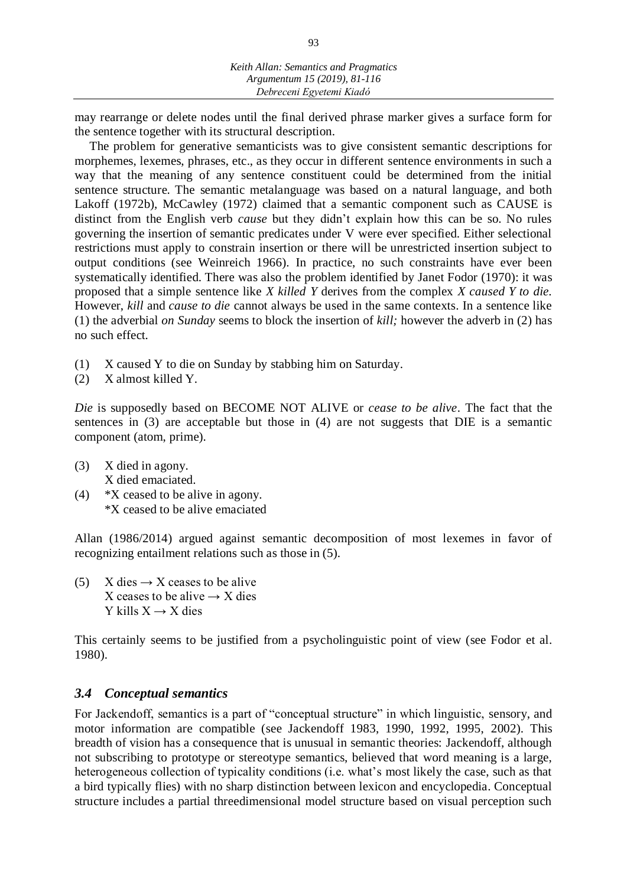may rearrange or delete nodes until the final derived phrase marker gives a surface form for the sentence together with its structural description.

The problem for generative semanticists was to give consistent semantic descriptions for morphemes, lexemes, phrases, etc., as they occur in different sentence environments in such a way that the meaning of any sentence constituent could be determined from the initial sentence structure. The semantic metalanguage was based on a natural language, and both Lakoff (1972b), McCawley (1972) claimed that a semantic component such as CAUSE is distinct from the English verb *cause* but they didn't explain how this can be so. No rules governing the insertion of semantic predicates under V were ever specified. Either selectional restrictions must apply to constrain insertion or there will be unrestricted insertion subject to output conditions (see Weinreich 1966). In practice, no such constraints have ever been systematically identified. There was also the problem identified by Janet Fodor (1970): it was proposed that a simple sentence like *X killed Y* derives from the complex *X caused Y to die.* However, *kill* and *cause to die* cannot always be used in the same contexts. In a sentence like (1) the adverbial *on Sunday* seems to block the insertion of *kill;* however the adverb in (2) has no such effect.

(1) X caused Y to die on Sunday by stabbing him on Saturday.
(2) X almost killed Y.

*Die* is supposedly based on BECOME NOT ALIVE or *cease to be alive*. The fact that the sentences in (3) are acceptable but those in (4) are not suggests that DIE is a semantic component (atom, prime).

(3) X died in agony.
 X died emaciated.
(4) *X ceased to be alive in agony.
 *X ceased to be alive emaciated

Allan (1986/2014) argued against semantic decomposition of most lexemes in favor of recognizing entailment relations such as those in (5).

(5) X dies → X ceases to be alive
 X ceases to be alive → X dies
 Y kills X → X dies

This certainly seems to be justified from a psycholinguistic point of view (see Fodor et al. 1980).

### *3.4 Conceptual semantics*

For Jackendoff, semantics is a part of "conceptual structure" in which linguistic, sensory, and motor information are compatible (see Jackendoff 1983, 1990, 1992, 1995, 2002). This breadth of vision has a consequence that is unusual in semantic theories: Jackendoff, although not subscribing to prototype or stereotype semantics, believed that word meaning is a large, heterogeneous collection of typicality conditions (i.e. what's most likely the case, such as that a bird typically flies) with no sharp distinction between lexicon and encyclopedia. Conceptual structure includes a partial threedimensional model structure based on visual perception such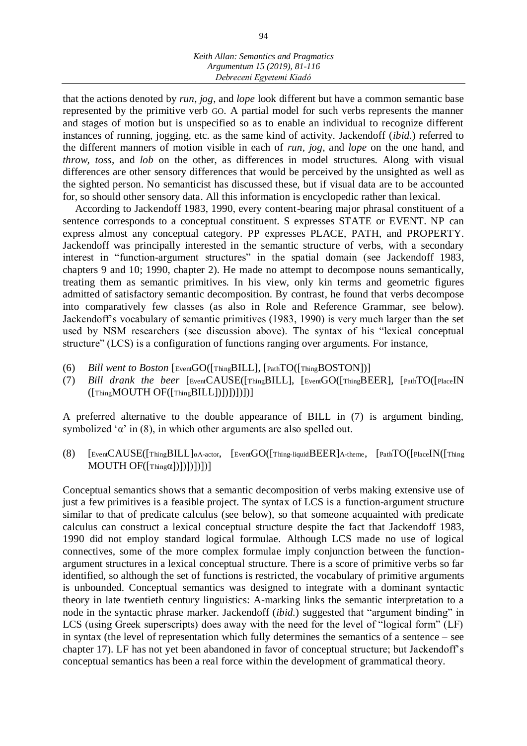that the actions denoted by *run*, *jog*, and *lope* look different but have a common semantic base represented by the primitive verb GO. A partial model for such verbs represents the manner and stages of motion but is unspecified so as to enable an individual to recognize different instances of running, jogging, etc. as the same kind of activity. Jackendoff (*ibid.*) referred to the different manners of motion visible in each of *run*, *jog*, and *lope* on the one hand, and *throw, toss*, and *lob* on the other, as differences in model structures. Along with visual differences are other sensory differences that would be perceived by the unsighted as well as the sighted person. No semanticist has discussed these, but if visual data are to be accounted for, so should other sensory data. All this information is encyclopedic rather than lexical.

According to Jackendoff 1983, 1990, every content-bearing major phrasal constituent of a sentence corresponds to a conceptual constituent. S expresses STATE or EVENT. NP can express almost any conceptual category. PP expresses PLACE, PATH, and PROPERTY. Jackendoff was principally interested in the semantic structure of verbs, with a secondary interest in "function-argument structures" in the spatial domain (see Jackendoff 1983, chapters 9 and 10; 1990, chapter 2). He made no attempt to decompose nouns semantically, treating them as semantic primitives. In his view, only kin terms and geometric figures admitted of satisfactory semantic decomposition. By contrast, he found that verbs decompose into comparatively few classes (as also in Role and Reference Grammar, see below). Jackendoff's vocabulary of semantic primitives (1983, 1990) is very much larger than the set used by NSM researchers (see discussion above). The syntax of his "lexical conceptual structure" (LCS) is a configuration of functions ranging over arguments. For instance,

(6) *Bill went to Boston* [$_{\text{Event}}$GO([$_{\text{Thing}}$BILL], [$_{\text{Path}}$TO([$_{\text{Thing}}$BOSTON])]

(7) *Bill drank the beer* [$_{\text{Event}}$CAUSE([$_{\text{Thing}}$BILL], [$_{\text{Event}}$GO([$_{\text{Thing}}$BEER], [$_{\text{Path}}$TO([$_{\text{Place}}$IN ([$_{\text{Thing}}$MOUTH OF([$_{\text{Thing}}$BILL])])])])])]

A preferred alternative to the double appearance of BILL in (7) is argument binding, symbolized '$\alpha$' in (8), in which other arguments are also spelled out.

(8) [$_{\text{Event}}$CAUSE([$_{\text{Thing}}$BILL]$_{\alpha\text{A-actor}}$, [$_{\text{Event}}$GO([$_{\text{Thing-liquid}}$BEER]$_{\text{A-theme}}$, [$_{\text{Path}}$TO([$_{\text{Place}}$IN([$_{\text{Thing}}$ MOUTH OF([$_{\text{Thing}}\alpha$])])])])])]

Conceptual semantics shows that a semantic decomposition of verbs making extensive use of just a few primitives is a feasible project. The syntax of LCS is a function-argument structure similar to that of predicate calculus (see below), so that someone acquainted with predicate calculus can construct a lexical conceptual structure despite the fact that Jackendoff 1983, 1990 did not employ standard logical formulae. Although LCS made no use of logical connectives, some of the more complex formulae imply conjunction between the function-argument structures in a lexical conceptual structure. There is a score of primitive verbs so far identified, so although the set of functions is restricted, the vocabulary of primitive arguments is unbounded. Conceptual semantics was designed to integrate with a dominant syntactic theory in late twentieth century linguistics: A-marking links the semantic interpretation to a node in the syntactic phrase marker. Jackendoff (*ibid.*) suggested that "argument binding" in LCS (using Greek superscripts) does away with the need for the level of "logical form" (LF) in syntax (the level of representation which fully determines the semantics of a sentence – see chapter 17). LF has not yet been abandoned in favor of conceptual structure; but Jackendoff's conceptual semantics has been a real force within the development of grammatical theory.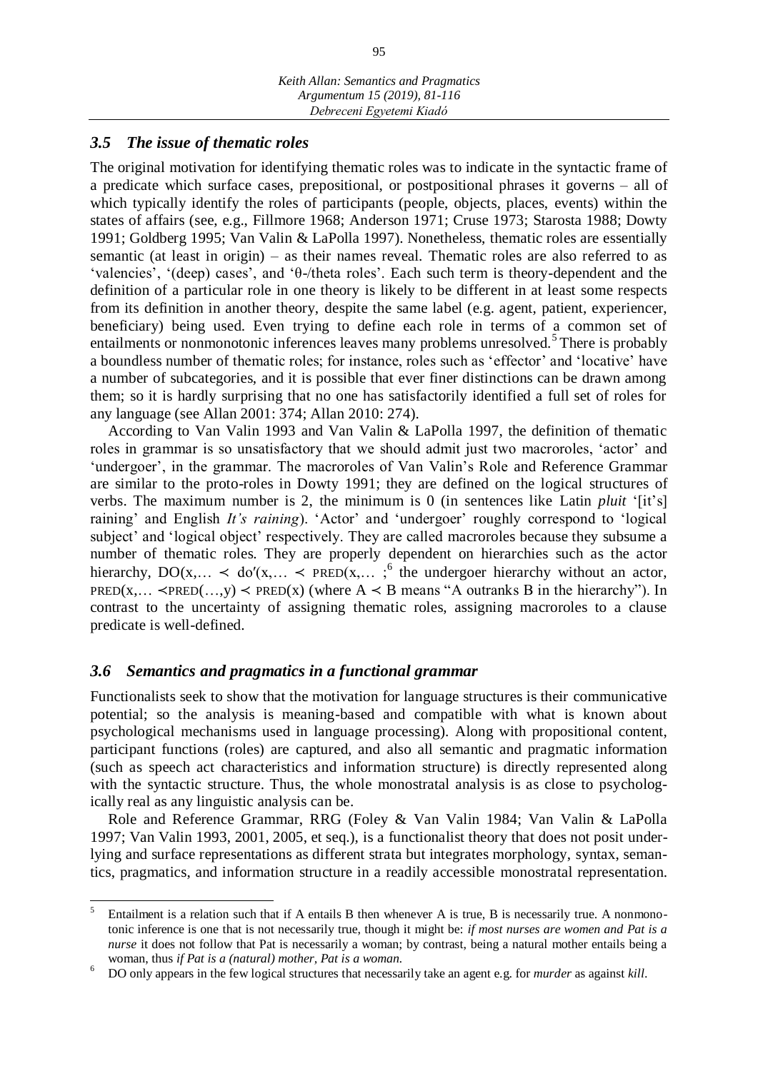### *3.5 The issue of thematic roles*

The original motivation for identifying thematic roles was to indicate in the syntactic frame of a predicate which surface cases, prepositional, or postpositional phrases it governs – all of which typically identify the roles of participants (people, objects, places, events) within the states of affairs (see, e.g., Fillmore 1968; Anderson 1971; Cruse 1973; Starosta 1988; Dowty 1991; Goldberg 1995; Van Valin & LaPolla 1997). Nonetheless, thematic roles are essentially semantic (at least in origin) – as their names reveal. Thematic roles are also referred to as 'valencies', '(deep) cases', and 'θ-/theta roles'. Each such term is theory-dependent and the definition of a particular role in one theory is likely to be different in at least some respects from its definition in another theory, despite the same label (e.g. agent, patient, experiencer, beneficiary) being used. Even trying to define each role in terms of a common set of entailments or nonmonotonic inferences leaves many problems unresolved.[5] There is probably a boundless number of thematic roles; for instance, roles such as 'effector' and 'locative' have a number of subcategories, and it is possible that ever finer distinctions can be drawn among them; so it is hardly surprising that no one has satisfactorily identified a full set of roles for any language (see Allan 2001: 374; Allan 2010: 274).

According to Van Valin 1993 and Van Valin & LaPolla 1997, the definition of thematic roles in grammar is so unsatisfactory that we should admit just two macroroles, 'actor' and 'undergoer', in the grammar. The macroroles of Van Valin's Role and Reference Grammar are similar to the proto-roles in Dowty 1991; they are defined on the logical structures of verbs. The maximum number is 2, the minimum is 0 (in sentences like Latin *pluit* '[it's] raining' and English *It's raining*). 'Actor' and 'undergoer' roughly correspond to 'logical subject' and 'logical object' respectively. They are called macroroles because they subsume a number of thematic roles. They are properly dependent on hierarchies such as the actor hierarchy, DO(x,… ≺ do′(x,… ≺ PRED(x,… ;[6] the undergoer hierarchy without an actor, PRED(x,… ≺PRED(…,y) ≺ PRED(x) (where A ≺ B means "A outranks B in the hierarchy"). In contrast to the uncertainty of assigning thematic roles, assigning macroroles to a clause predicate is well-defined.

### *3.6 Semantics and pragmatics in a functional grammar*

Functionalists seek to show that the motivation for language structures is their communicative potential; so the analysis is meaning-based and compatible with what is known about psychological mechanisms used in language processing). Along with propositional content, participant functions (roles) are captured, and also all semantic and pragmatic information (such as speech act characteristics and information structure) is directly represented along with the syntactic structure. Thus, the whole monostratal analysis is as close to psychologically real as any linguistic analysis can be.

Role and Reference Grammar, RRG (Foley & Van Valin 1984; Van Valin & LaPolla 1997; Van Valin 1993, 2001, 2005, et seq.), is a functionalist theory that does not posit underlying and surface representations as different strata but integrates morphology, syntax, semantics, pragmatics, and information structure in a readily accessible monostratal representation.

---

[5] Entailment is a relation such that if A entails B then whenever A is true, B is necessarily true. A nonmonotonic inference is one that is not necessarily true, though it might be: *if most nurses are women and Pat is a nurse* it does not follow that Pat is necessarily a woman; by contrast, being a natural mother entails being a woman, thus *if Pat is a (natural) mother, Pat is a woman.*

[6] DO only appears in the few logical structures that necessarily take an agent e.g. for *murder* as against *kill*.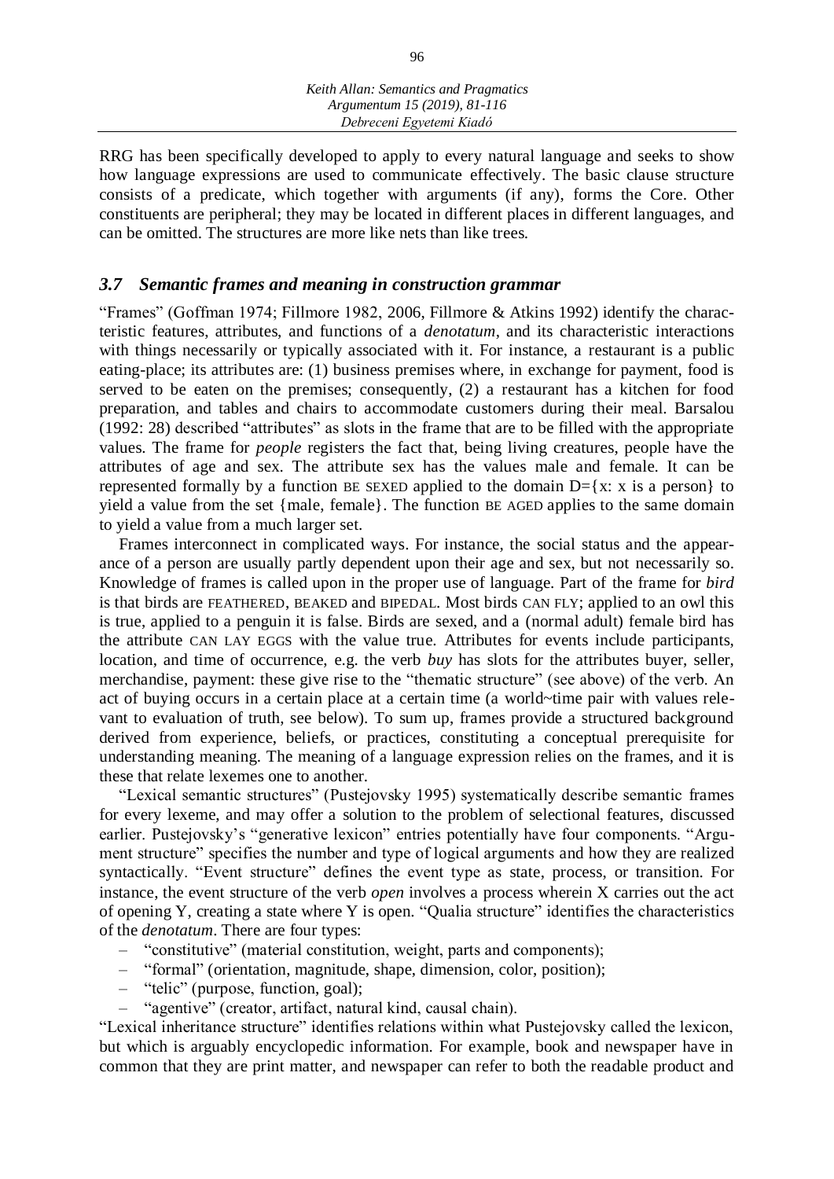RRG has been specifically developed to apply to every natural language and seeks to show how language expressions are used to communicate effectively. The basic clause structure consists of a predicate, which together with arguments (if any), forms the Core. Other constituents are peripheral; they may be located in different places in different languages, and can be omitted. The structures are more like nets than like trees.

### *3.7 Semantic frames and meaning in construction grammar*

"Frames" (Goffman 1974; Fillmore 1982, 2006, Fillmore & Atkins 1992) identify the characteristic features, attributes, and functions of a *denotatum*, and its characteristic interactions with things necessarily or typically associated with it. For instance, a restaurant is a public eating-place; its attributes are: (1) business premises where, in exchange for payment, food is served to be eaten on the premises; consequently, (2) a restaurant has a kitchen for food preparation, and tables and chairs to accommodate customers during their meal. Barsalou (1992: 28) described "attributes" as slots in the frame that are to be filled with the appropriate values. The frame for *people* registers the fact that, being living creatures, people have the attributes of age and sex. The attribute sex has the values male and female. It can be represented formally by a function BE SEXED applied to the domain D={x: x is a person} to yield a value from the set {male, female}. The function BE AGED applies to the same domain to yield a value from a much larger set.

Frames interconnect in complicated ways. For instance, the social status and the appearance of a person are usually partly dependent upon their age and sex, but not necessarily so. Knowledge of frames is called upon in the proper use of language. Part of the frame for *bird* is that birds are FEATHERED, BEAKED and BIPEDAL. Most birds CAN FLY; applied to an owl this is true, applied to a penguin it is false. Birds are sexed, and a (normal adult) female bird has the attribute CAN LAY EGGS with the value true. Attributes for events include participants, location, and time of occurrence, e.g. the verb *buy* has slots for the attributes buyer, seller, merchandise, payment: these give rise to the "thematic structure" (see above) of the verb. An act of buying occurs in a certain place at a certain time (a world~time pair with values relevant to evaluation of truth, see below). To sum up, frames provide a structured background derived from experience, beliefs, or practices, constituting a conceptual prerequisite for understanding meaning. The meaning of a language expression relies on the frames, and it is these that relate lexemes one to another.

"Lexical semantic structures" (Pustejovsky 1995) systematically describe semantic frames for every lexeme, and may offer a solution to the problem of selectional features, discussed earlier. Pustejovsky's "generative lexicon" entries potentially have four components. "Argument structure" specifies the number and type of logical arguments and how they are realized syntactically. "Event structure" defines the event type as state, process, or transition. For instance, the event structure of the verb *open* involves a process wherein X carries out the act of opening Y, creating a state where Y is open. "Qualia structure" identifies the characteristics of the *denotatum*. There are four types:

- "constitutive" (material constitution, weight, parts and components);
- "formal" (orientation, magnitude, shape, dimension, color, position);
- "telic" (purpose, function, goal);
- "agentive" (creator, artifact, natural kind, causal chain).

"Lexical inheritance structure" identifies relations within what Pustejovsky called the lexicon, but which is arguably encyclopedic information. For example, book and newspaper have in common that they are print matter, and newspaper can refer to both the readable product and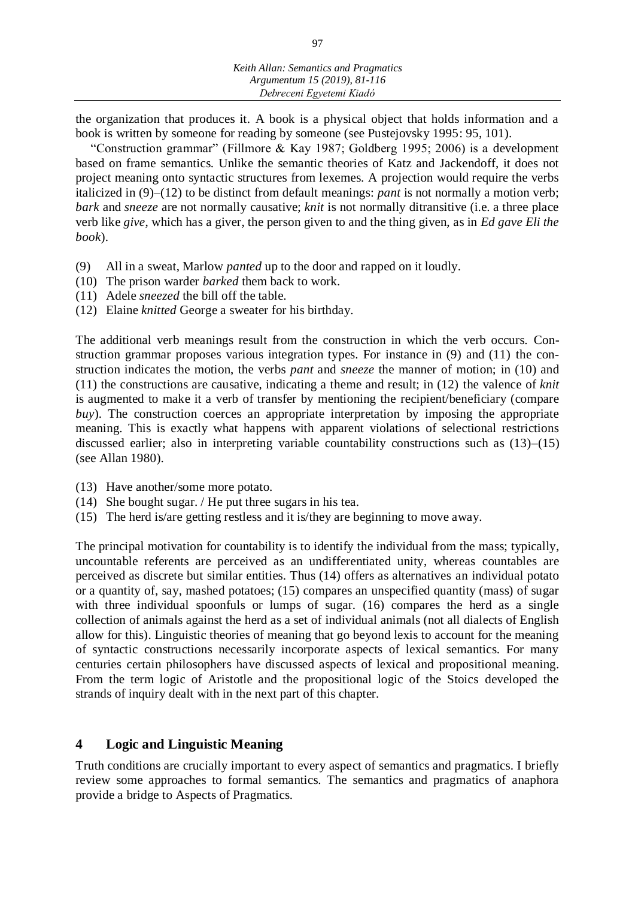the organization that produces it. A book is a physical object that holds information and a book is written by someone for reading by someone (see Pustejovsky 1995: 95, 101).

"Construction grammar" (Fillmore & Kay 1987; Goldberg 1995; 2006) is a development based on frame semantics. Unlike the semantic theories of Katz and Jackendoff, it does not project meaning onto syntactic structures from lexemes. A projection would require the verbs italicized in (9)–(12) to be distinct from default meanings: *pant* is not normally a motion verb; *bark* and *sneeze* are not normally causative; *knit* is not normally ditransitive (i.e. a three place verb like *give*, which has a giver, the person given to and the thing given, as in *Ed gave Eli the book*).

(9) All in a sweat, Marlow *panted* up to the door and rapped on it loudly.
(10) The prison warder *barked* them back to work.
(11) Adele *sneezed* the bill off the table.
(12) Elaine *knitted* George a sweater for his birthday.

The additional verb meanings result from the construction in which the verb occurs. Construction grammar proposes various integration types. For instance in (9) and (11) the construction indicates the motion, the verbs *pant* and *sneeze* the manner of motion; in (10) and (11) the constructions are causative, indicating a theme and result; in (12) the valence of *knit* is augmented to make it a verb of transfer by mentioning the recipient/beneficiary (compare *buy*). The construction coerces an appropriate interpretation by imposing the appropriate meaning. This is exactly what happens with apparent violations of selectional restrictions discussed earlier; also in interpreting variable countability constructions such as (13)–(15) (see Allan 1980).

(13) Have another/some more potato.
(14) She bought sugar. / He put three sugars in his tea.
(15) The herd is/are getting restless and it is/they are beginning to move away.

The principal motivation for countability is to identify the individual from the mass; typically, uncountable referents are perceived as an undifferentiated unity, whereas countables are perceived as discrete but similar entities. Thus (14) offers as alternatives an individual potato or a quantity of, say, mashed potatoes; (15) compares an unspecified quantity (mass) of sugar with three individual spoonfuls or lumps of sugar. (16) compares the herd as a single collection of animals against the herd as a set of individual animals (not all dialects of English allow for this). Linguistic theories of meaning that go beyond lexis to account for the meaning of syntactic constructions necessarily incorporate aspects of lexical semantics. For many centuries certain philosophers have discussed aspects of lexical and propositional meaning. From the term logic of Aristotle and the propositional logic of the Stoics developed the strands of inquiry dealt with in the next part of this chapter.

## 4 Logic and Linguistic Meaning

Truth conditions are crucially important to every aspect of semantics and pragmatics. I briefly review some approaches to formal semantics. The semantics and pragmatics of anaphora provide a bridge to Aspects of Pragmatics.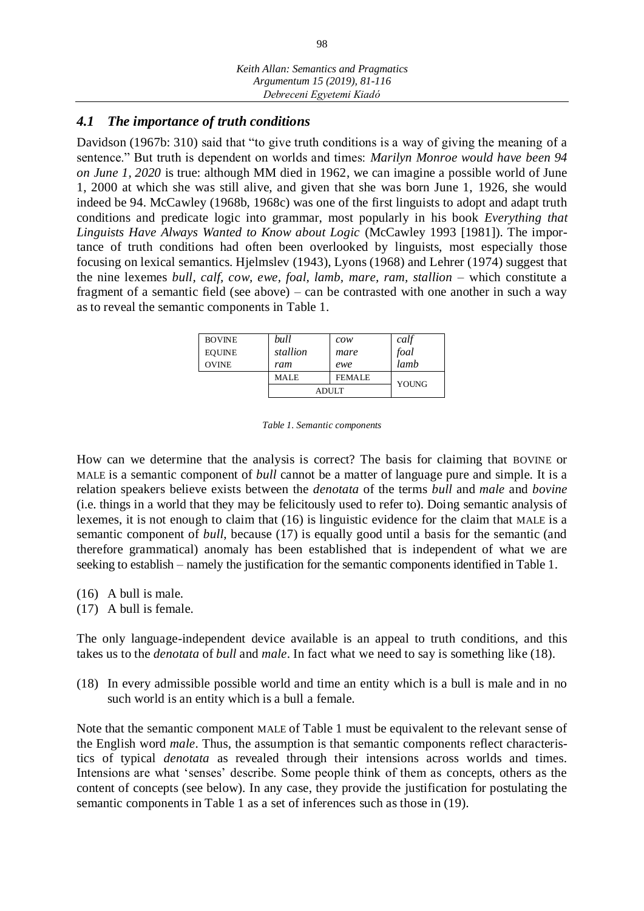### *4.1 The importance of truth conditions*

Davidson (1967b: 310) said that "to give truth conditions is a way of giving the meaning of a sentence." But truth is dependent on worlds and times: *Marilyn Monroe would have been 94 on June 1, 2020* is true: although MM died in 1962, we can imagine a possible world of June 1, 2000 at which she was still alive, and given that she was born June 1, 1926, she would indeed be 94. McCawley (1968b, 1968c) was one of the first linguists to adopt and adapt truth conditions and predicate logic into grammar, most popularly in his book *Everything that Linguists Have Always Wanted to Know about Logic* (McCawley 1993 [1981]). The importance of truth conditions had often been overlooked by linguists, most especially those focusing on lexical semantics. Hjelmslev (1943), Lyons (1968) and Lehrer (1974) suggest that the nine lexemes *bull*, *calf*, *cow*, *ewe*, *foal*, *lamb*, *mare*, *ram*, *stallion* – which constitute a fragment of a semantic field (see above) – can be contrasted with one another in such a way as to reveal the semantic components in Table 1.

| | | | |
|---|---|---|---|
| BOVINE | *bull* | *cow* | *calf* |
| EQUINE | *stallion* | *mare* | *foal* |
| OVINE | *ram* | *ewe* | *lamb* |
| | MALE | FEMALE | YOUNG |
| | ADULT | | |

*Table 1. Semantic components*

How can we determine that the analysis is correct? The basis for claiming that BOVINE or MALE is a semantic component of *bull* cannot be a matter of language pure and simple. It is a relation speakers believe exists between the *denotata* of the terms *bull* and *male* and *bovine* (i.e. things in a world that they may be felicitously used to refer to). Doing semantic analysis of lexemes, it is not enough to claim that (16) is linguistic evidence for the claim that MALE is a semantic component of *bull*, because (17) is equally good until a basis for the semantic (and therefore grammatical) anomaly has been established that is independent of what we are seeking to establish – namely the justification for the semantic components identified in Table 1.

(16) A bull is male.
(17) A bull is female.

The only language-independent device available is an appeal to truth conditions, and this takes us to the *denotata* of *bull* and *male*. In fact what we need to say is something like (18).

(18) In every admissible possible world and time an entity which is a bull is male and in no such world is an entity which is a bull a female.

Note that the semantic component MALE of Table 1 must be equivalent to the relevant sense of the English word *male*. Thus, the assumption is that semantic components reflect characteristics of typical *denotata* as revealed through their intensions across worlds and times. Intensions are what 'senses' describe. Some people think of them as concepts, others as the content of concepts (see below). In any case, they provide the justification for postulating the semantic components in Table 1 as a set of inferences such as those in (19).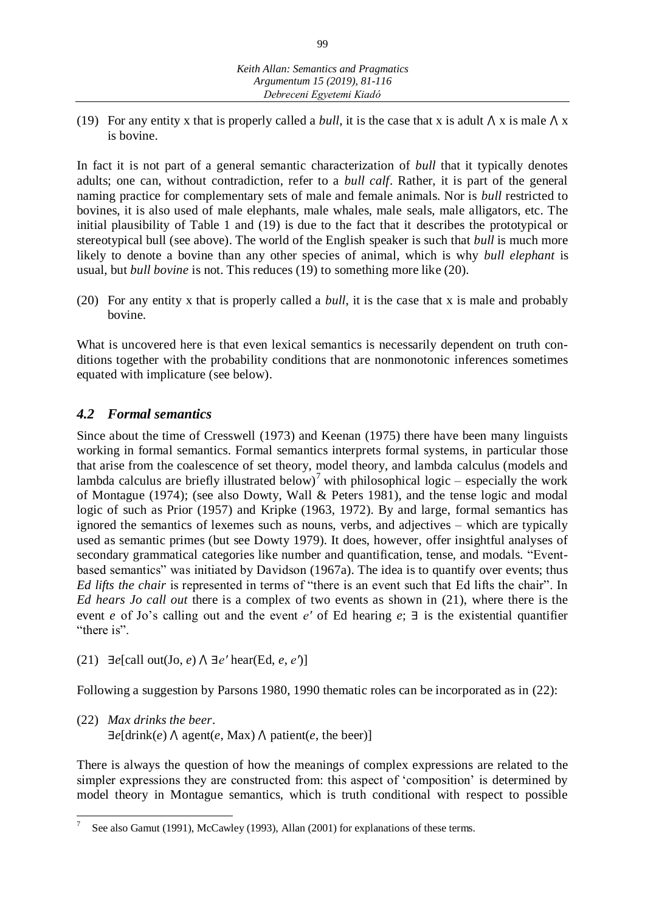(19) For any entity x that is properly called a *bull*, it is the case that x is adult ∧ x is male ∧ x is bovine.

In fact it is not part of a general semantic characterization of *bull* that it typically denotes adults; one can, without contradiction, refer to a *bull calf*. Rather, it is part of the general naming practice for complementary sets of male and female animals. Nor is *bull* restricted to bovines, it is also used of male elephants, male whales, male seals, male alligators, etc. The initial plausibility of Table 1 and (19) is due to the fact that it describes the prototypical or stereotypical bull (see above). The world of the English speaker is such that *bull* is much more likely to denote a bovine than any other species of animal, which is why *bull elephant* is usual, but *bull bovine* is not. This reduces (19) to something more like (20).

(20) For any entity x that is properly called a *bull*, it is the case that x is male and probably bovine.

What is uncovered here is that even lexical semantics is necessarily dependent on truth conditions together with the probability conditions that are nonmonotonic inferences sometimes equated with implicature (see below).

## *4.2 Formal semantics*

Since about the time of Cresswell (1973) and Keenan (1975) there have been many linguists working in formal semantics. Formal semantics interprets formal systems, in particular those that arise from the coalescence of set theory, model theory, and lambda calculus (models and lambda calculus are briefly illustrated below)[7] with philosophical logic – especially the work of Montague (1974); (see also Dowty, Wall & Peters 1981), and the tense logic and modal logic of such as Prior (1957) and Kripke (1963, 1972). By and large, formal semantics has ignored the semantics of lexemes such as nouns, verbs, and adjectives – which are typically used as semantic primes (but see Dowty 1979). It does, however, offer insightful analyses of secondary grammatical categories like number and quantification, tense, and modals. "Event-based semantics" was initiated by Davidson (1967a). The idea is to quantify over events; thus *Ed lifts the chair* is represented in terms of "there is an event such that Ed lifts the chair". In *Ed hears Jo call out* there is a complex of two events as shown in (21), where there is the event *e* of Jo's calling out and the event *e′* of Ed hearing *e*; ∃ is the existential quantifier "there is".

(21) $\exists e[\text{call out}(\text{Jo}, e) \wedge \exists e' \, \text{hear}(\text{Ed}, e, e')]$

Following a suggestion by Parsons 1980, 1990 thematic roles can be incorporated as in (22):

(22) *Max drinks the beer*.
$\exists e[\text{drink}(e) \wedge \text{agent}(e, \text{Max}) \wedge \text{patient}(e, \text{the beer})]$

There is always the question of how the meanings of complex expressions are related to the simpler expressions they are constructed from: this aspect of 'composition' is determined by model theory in Montague semantics, which is truth conditional with respect to possible

[7] See also Gamut (1991), McCawley (1993), Allan (2001) for explanations of these terms.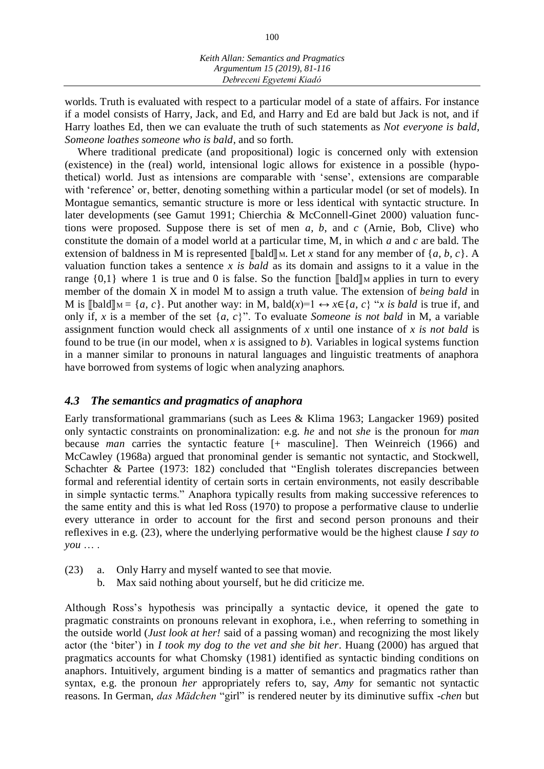worlds. Truth is evaluated with respect to a particular model of a state of affairs. For instance if a model consists of Harry, Jack, and Ed, and Harry and Ed are bald but Jack is not, and if Harry loathes Ed, then we can evaluate the truth of such statements as *Not everyone is bald, Someone loathes someone who is bald*, and so forth.

Where traditional predicate (and propositional) logic is concerned only with extension (existence) in the (real) world, intensional logic allows for existence in a possible (hypothetical) world. Just as intensions are comparable with 'sense', extensions are comparable with 'reference' or, better, denoting something within a particular model (or set of models). In Montague semantics, semantic structure is more or less identical with syntactic structure. In later developments (see Gamut 1991; Chierchia & McConnell-Ginet 2000) valuation functions were proposed. Suppose there is set of men *a*, *b*, and *c* (Arnie, Bob, Clive) who constitute the domain of a model world at a particular time, M, in which *a* and *c* are bald. The extension of baldness in M is represented $[\![\text{bald}]\!]_{\text{M}}$. Let *x* stand for any member of $\{a, b, c\}$. A valuation function takes a sentence *x is bald* as its domain and assigns to it a value in the range $\{0,1\}$ where 1 is true and 0 is false. So the function $[\![\text{bald}]\!]_{\text{M}}$ applies in turn to every member of the domain X in model M to assign a truth value. The extension of *being bald* in M is $[\![\text{bald}]\!]_{\text{M}} = \{a, c\}$. Put another way: in M, $\text{bald}(x)=1 \leftrightarrow x \in \{a, c\}$ "*x is bald* is true if, and only if, *x* is a member of the set $\{a, c\}$". To evaluate *Someone is not bald* in M, a variable assignment function would check all assignments of *x* until one instance of *x is not bald* is found to be true (in our model, when *x* is assigned to *b*). Variables in logical systems function in a manner similar to pronouns in natural languages and linguistic treatments of anaphora have borrowed from systems of logic when analyzing anaphors.

### *4.3 The semantics and pragmatics of anaphora*

Early transformational grammarians (such as Lees & Klima 1963; Langacker 1969) posited only syntactic constraints on pronominalization: e.g. *he* and not *she* is the pronoun for *man* because *man* carries the syntactic feature [+ masculine]. Then Weinreich (1966) and McCawley (1968a) argued that pronominal gender is semantic not syntactic, and Stockwell, Schachter & Partee (1973: 182) concluded that "English tolerates discrepancies between formal and referential identity of certain sorts in certain environments, not easily describable in simple syntactic terms." Anaphora typically results from making successive references to the same entity and this is what led Ross (1970) to propose a performative clause to underlie every utterance in order to account for the first and second person pronouns and their reflexives in e.g. (23), where the underlying performative would be the highest clause *I say to you* … .

(23) a. Only Harry and myself wanted to see that movie.
  b. Max said nothing about yourself, but he did criticize me.

Although Ross's hypothesis was principally a syntactic device, it opened the gate to pragmatic constraints on pronouns relevant in exophora, i.e., when referring to something in the outside world (*Just look at her!* said of a passing woman) and recognizing the most likely actor (the 'biter') in *I took my dog to the vet and she bit her*. Huang (2000) has argued that pragmatics accounts for what Chomsky (1981) identified as syntactic binding conditions on anaphors. Intuitively, argument binding is a matter of semantics and pragmatics rather than syntax, e.g. the pronoun *her* appropriately refers to, say, *Amy* for semantic not syntactic reasons. In German, *das Mädchen* "girl" is rendered neuter by its diminutive suffix *-chen* but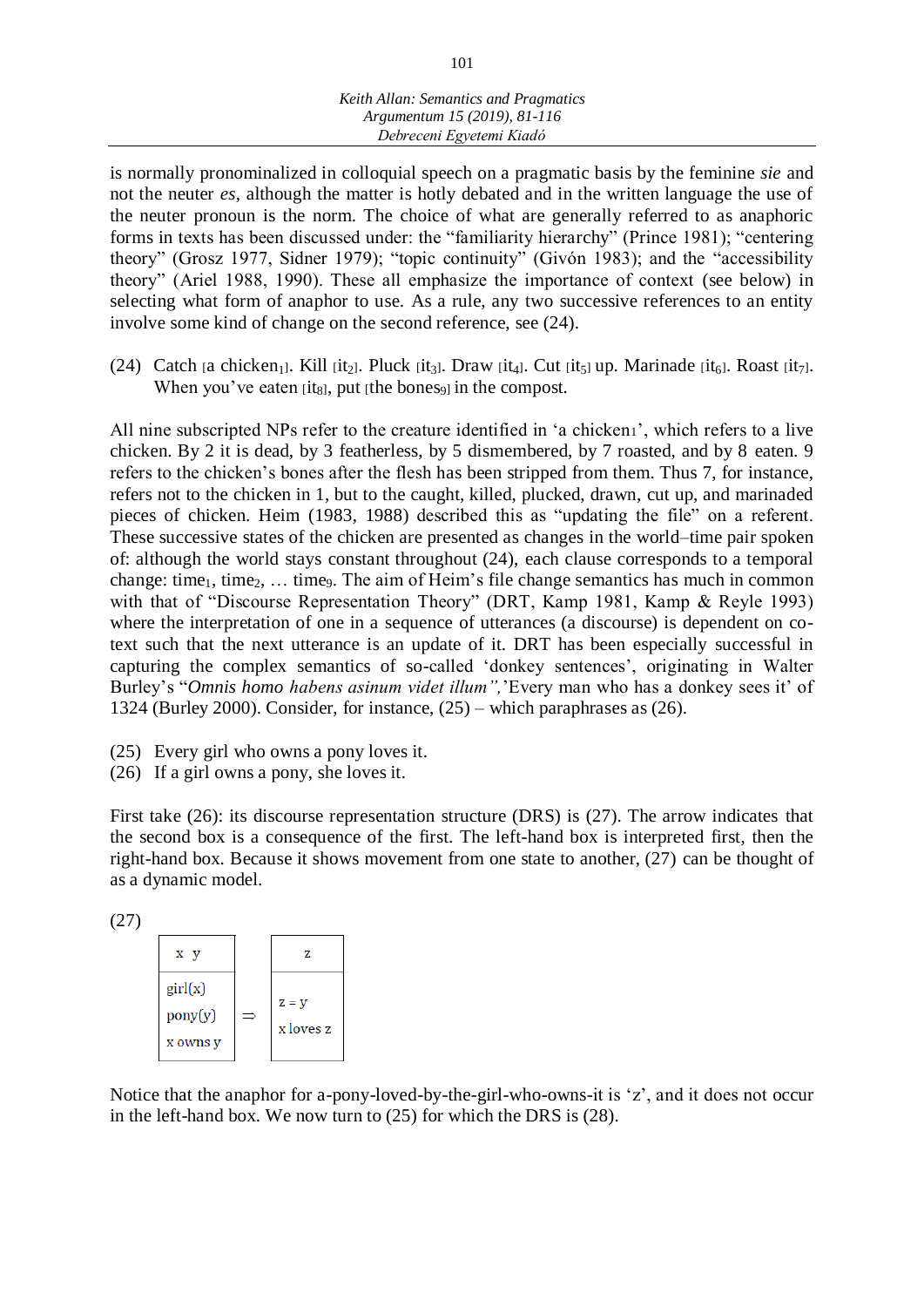is normally pronominalized in colloquial speech on a pragmatic basis by the feminine *sie* and not the neuter *es*, although the matter is hotly debated and in the written language the use of the neuter pronoun is the norm. The choice of what are generally referred to as anaphoric forms in texts has been discussed under: the "familiarity hierarchy" (Prince 1981); "centering theory" (Grosz 1977, Sidner 1979); "topic continuity" (Givón 1983); and the "accessibility theory" (Ariel 1988, 1990). These all emphasize the importance of context (see below) in selecting what form of anaphor to use. As a rule, any two successive references to an entity involve some kind of change on the second reference, see (24).

(24) Catch [a $chicken_1$]. Kill [$it_2$]. Pluck [$it_3$]. Draw [$it_4$]. Cut [$it_5$] up. Marinade [$it_6$]. Roast [$it_7$]. When you've eaten [$it_8$], put [the $bones_9$] in the compost.

All nine subscripted NPs refer to the creature identified in 'a $chicken_1$', which refers to a live chicken. By 2 it is dead, by 3 featherless, by 5 dismembered, by 7 roasted, and by 8 eaten. 9 refers to the chicken's bones after the flesh has been stripped from them. Thus 7, for instance, refers not to the chicken in 1, but to the caught, killed, plucked, drawn, cut up, and marinaded pieces of chicken. Heim (1983, 1988) described this as "updating the file" on a referent. These successive states of the chicken are presented as changes in the world–time pair spoken of: although the world stays constant throughout (24), each clause corresponds to a temporal change: $time_1$, $time_2$, … $time_9$. The aim of Heim's file change semantics has much in common with that of "Discourse Representation Theory" (DRT, Kamp 1981, Kamp & Reyle 1993) where the interpretation of one in a sequence of utterances (a discourse) is dependent on co-text such that the next utterance is an update of it. DRT has been especially successful in capturing the complex semantics of so-called 'donkey sentences', originating in Walter Burley's "*Omnis homo habens asinum videt illum",*'Every man who has a donkey sees it' of 1324 (Burley 2000). Consider, for instance, (25) – which paraphrases as (26).

(25) Every girl who owns a pony loves it.
(26) If a girl owns a pony, she loves it.

First take (26): its discourse representation structure (DRS) is (27). The arrow indicates that the second box is a consequence of the first. The left-hand box is interpreted first, then the right-hand box. Because it shows movement from one state to another, (27) can be thought of as a dynamic model.

(27)

| x y | | z |
|---|---|---|
| girl(x)<br>pony(y)<br>x owns y | ⇒ | z = y<br>x loves z |

Notice that the anaphor for a-pony-loved-by-the-girl-who-owns-it is 'z', and it does not occur in the left-hand box. We now turn to (25) for which the DRS is (28).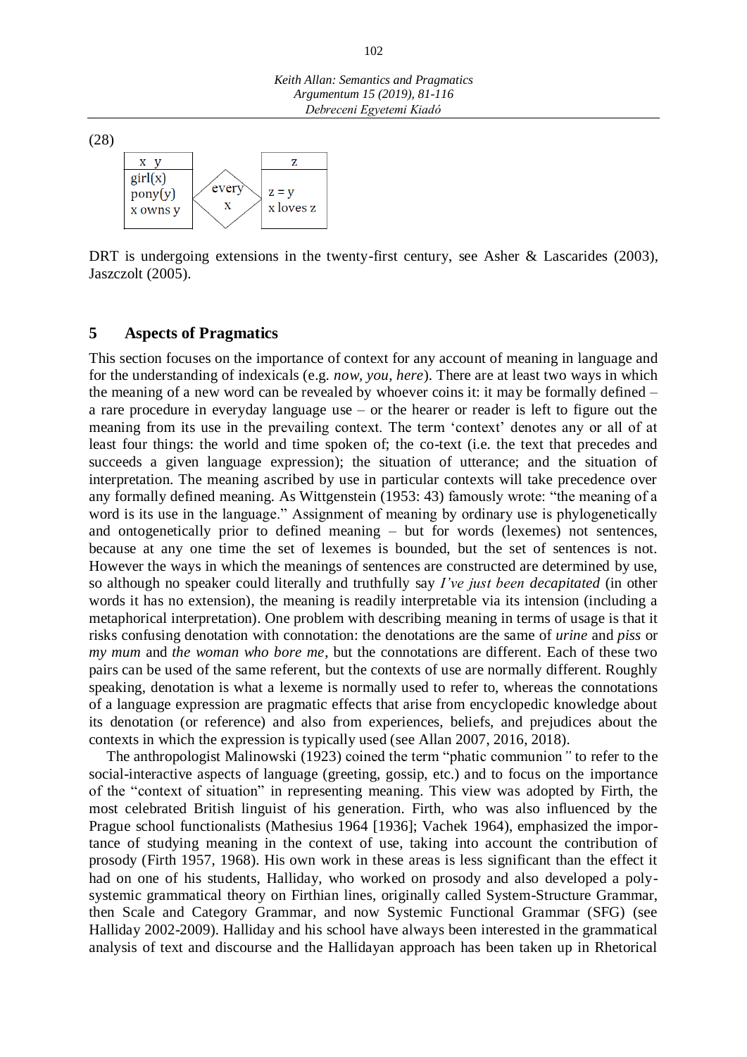(28)

| x y | | z |
|---|---|---|
| girl(x)<br>pony(y)<br>x owns y | every<br>x | z = y<br>x loves z |

DRT is undergoing extensions in the twenty-first century, see Asher & Lascarides (2003), Jaszczolt (2005).

## 5 Aspects of Pragmatics

This section focuses on the importance of context for any account of meaning in language and for the understanding of indexicals (e.g. *now, you, here*). There are at least two ways in which the meaning of a new word can be revealed by whoever coins it: it may be formally defined – a rare procedure in everyday language use – or the hearer or reader is left to figure out the meaning from its use in the prevailing context. The term 'context' denotes any or all of at least four things: the world and time spoken of; the co-text (i.e. the text that precedes and succeeds a given language expression); the situation of utterance; and the situation of interpretation. The meaning ascribed by use in particular contexts will take precedence over any formally defined meaning. As Wittgenstein (1953: 43) famously wrote: "the meaning of a word is its use in the language." Assignment of meaning by ordinary use is phylogenetically and ontogenetically prior to defined meaning – but for words (lexemes) not sentences, because at any one time the set of lexemes is bounded, but the set of sentences is not. However the ways in which the meanings of sentences are constructed are determined by use, so although no speaker could literally and truthfully say *I've just been decapitated* (in other words it has no extension), the meaning is readily interpretable via its intension (including a metaphorical interpretation). One problem with describing meaning in terms of usage is that it risks confusing denotation with connotation: the denotations are the same of *urine* and *piss* or *my mum* and *the woman who bore me*, but the connotations are different. Each of these two pairs can be used of the same referent, but the contexts of use are normally different. Roughly speaking, denotation is what a lexeme is normally used to refer to, whereas the connotations of a language expression are pragmatic effects that arise from encyclopedic knowledge about its denotation (or reference) and also from experiences, beliefs, and prejudices about the contexts in which the expression is typically used (see Allan 2007, 2016, 2018).

The anthropologist Malinowski (1923) coined the term "phatic communion" to refer to the social-interactive aspects of language (greeting, gossip, etc.) and to focus on the importance of the "context of situation" in representing meaning. This view was adopted by Firth, the most celebrated British linguist of his generation. Firth, who was also influenced by the Prague school functionalists (Mathesius 1964 [1936]; Vachek 1964), emphasized the importance of studying meaning in the context of use, taking into account the contribution of prosody (Firth 1957, 1968). His own work in these areas is less significant than the effect it had on one of his students, Halliday, who worked on prosody and also developed a polysystemic grammatical theory on Firthian lines, originally called System-Structure Grammar, then Scale and Category Grammar, and now Systemic Functional Grammar (SFG) (see Halliday 2002-2009). Halliday and his school have always been interested in the grammatical analysis of text and discourse and the Hallidayan approach has been taken up in Rhetorical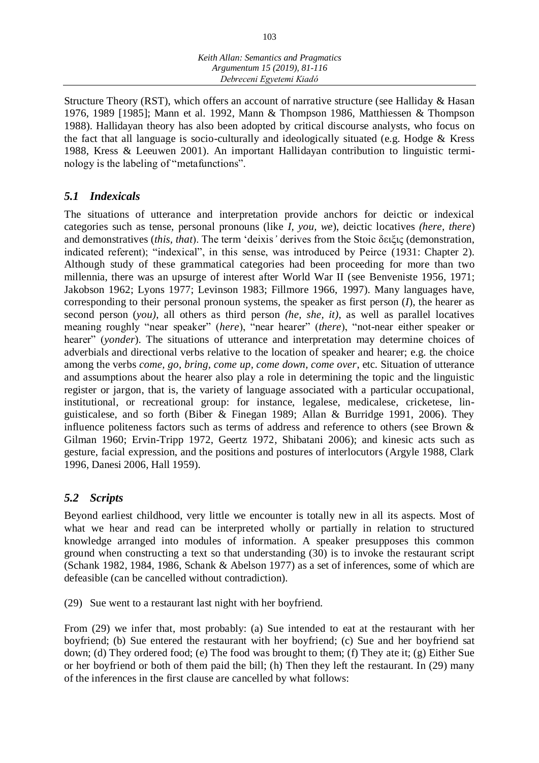Structure Theory (RST), which offers an account of narrative structure (see Halliday & Hasan 1976, 1989 [1985]; Mann et al. 1992, Mann & Thompson 1986, Matthiessen & Thompson 1988). Hallidayan theory has also been adopted by critical discourse analysts, who focus on the fact that all language is socio-culturally and ideologically situated (e.g. Hodge & Kress 1988, Kress & Leeuwen 2001). An important Hallidayan contribution to linguistic terminology is the labeling of "metafunctions".

## *5.1 Indexicals*

The situations of utterance and interpretation provide anchors for deictic or indexical categories such as tense, personal pronouns (like *I, you, we*), deictic locatives *(here, there*) and demonstratives (*this, that*). The term 'deixis*'* derives from the Stoic δειξις (demonstration, indicated referent); "indexical", in this sense, was introduced by Peirce (1931: Chapter 2). Although study of these grammatical categories had been proceeding for more than two millennia, there was an upsurge of interest after World War II (see Benveniste 1956, 1971; Jakobson 1962; Lyons 1977; Levinson 1983; Fillmore 1966, 1997). Many languages have, corresponding to their personal pronoun systems, the speaker as first person (*I*), the hearer as second person (*you)*, all others as third person *(he, she, it)*, as well as parallel locatives meaning roughly "near speaker" (*here*), "near hearer" (*there*), "not-near either speaker or hearer" (*yonder*). The situations of utterance and interpretation may determine choices of adverbials and directional verbs relative to the location of speaker and hearer; e.g. the choice among the verbs *come, go, bring, come up, come down, come over*, etc. Situation of utterance and assumptions about the hearer also play a role in determining the topic and the linguistic register or jargon, that is, the variety of language associated with a particular occupational, institutional, or recreational group: for instance, legalese, medicalese, cricketese, linguisticalese, and so forth (Biber & Finegan 1989; Allan & Burridge 1991, 2006). They influence politeness factors such as terms of address and reference to others (see Brown & Gilman 1960; Ervin-Tripp 1972, Geertz 1972, Shibatani 2006); and kinesic acts such as gesture, facial expression, and the positions and postures of interlocutors (Argyle 1988, Clark 1996, Danesi 2006, Hall 1959).

## *5.2 Scripts*

Beyond earliest childhood, very little we encounter is totally new in all its aspects. Most of what we hear and read can be interpreted wholly or partially in relation to structured knowledge arranged into modules of information. A speaker presupposes this common ground when constructing a text so that understanding (30) is to invoke the restaurant script (Schank 1982, 1984, 1986, Schank & Abelson 1977) as a set of inferences, some of which are defeasible (can be cancelled without contradiction).

(29) Sue went to a restaurant last night with her boyfriend.

From (29) we infer that, most probably: (a) Sue intended to eat at the restaurant with her boyfriend; (b) Sue entered the restaurant with her boyfriend; (c) Sue and her boyfriend sat down; (d) They ordered food; (e) The food was brought to them; (f) They ate it; (g) Either Sue or her boyfriend or both of them paid the bill; (h) Then they left the restaurant. In (29) many of the inferences in the first clause are cancelled by what follows: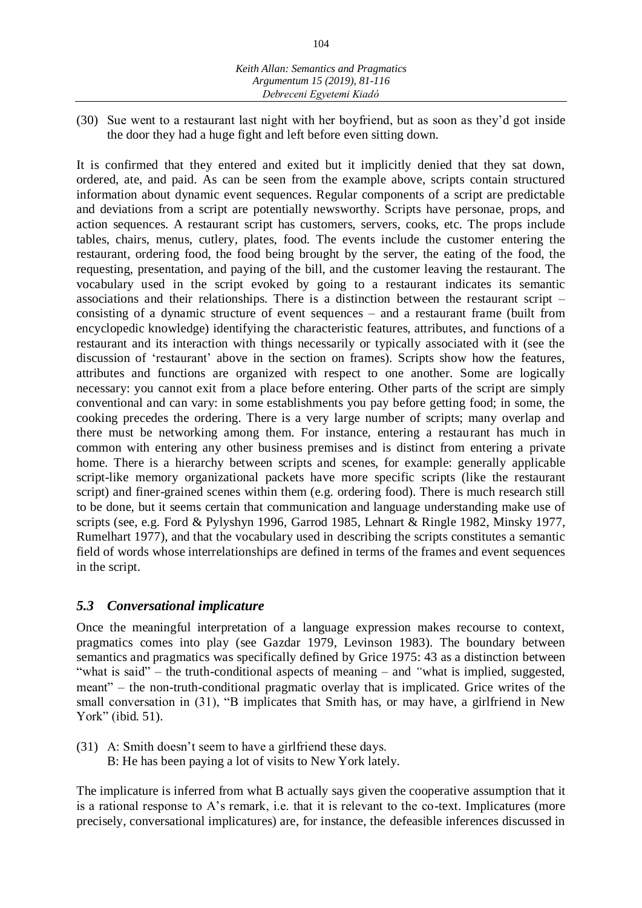(30) Sue went to a restaurant last night with her boyfriend, but as soon as they'd got inside the door they had a huge fight and left before even sitting down.

It is confirmed that they entered and exited but it implicitly denied that they sat down, ordered, ate, and paid. As can be seen from the example above, scripts contain structured information about dynamic event sequences. Regular components of a script are predictable and deviations from a script are potentially newsworthy. Scripts have personae, props, and action sequences. A restaurant script has customers, servers, cooks, etc. The props include tables, chairs, menus, cutlery, plates, food. The events include the customer entering the restaurant, ordering food, the food being brought by the server, the eating of the food, the requesting, presentation, and paying of the bill, and the customer leaving the restaurant. The vocabulary used in the script evoked by going to a restaurant indicates its semantic associations and their relationships. There is a distinction between the restaurant script – consisting of a dynamic structure of event sequences – and a restaurant frame (built from encyclopedic knowledge) identifying the characteristic features, attributes, and functions of a restaurant and its interaction with things necessarily or typically associated with it (see the discussion of 'restaurant' above in the section on frames). Scripts show how the features, attributes and functions are organized with respect to one another. Some are logically necessary: you cannot exit from a place before entering. Other parts of the script are simply conventional and can vary: in some establishments you pay before getting food; in some, the cooking precedes the ordering. There is a very large number of scripts; many overlap and there must be networking among them. For instance, entering a restaurant has much in common with entering any other business premises and is distinct from entering a private home. There is a hierarchy between scripts and scenes, for example: generally applicable script-like memory organizational packets have more specific scripts (like the restaurant script) and finer-grained scenes within them (e.g. ordering food). There is much research still to be done, but it seems certain that communication and language understanding make use of scripts (see, e.g. Ford & Pylyshyn 1996, Garrod 1985, Lehnart & Ringle 1982, Minsky 1977, Rumelhart 1977), and that the vocabulary used in describing the scripts constitutes a semantic field of words whose interrelationships are defined in terms of the frames and event sequences in the script.

### *5.3 Conversational implicature*

Once the meaningful interpretation of a language expression makes recourse to context, pragmatics comes into play (see Gazdar 1979, Levinson 1983). The boundary between semantics and pragmatics was specifically defined by Grice 1975: 43 as a distinction between "what is said" – the truth-conditional aspects of meaning – and "what is implied, suggested, meant" – the non-truth-conditional pragmatic overlay that is implicated. Grice writes of the small conversation in (31), "B implicates that Smith has, or may have, a girlfriend in New York" (ibid. 51).

(31) A: Smith doesn't seem to have a girlfriend these days.
B: He has been paying a lot of visits to New York lately.

The implicature is inferred from what B actually says given the cooperative assumption that it is a rational response to A's remark, i.e. that it is relevant to the co-text. Implicatures (more precisely, conversational implicatures) are, for instance, the defeasible inferences discussed in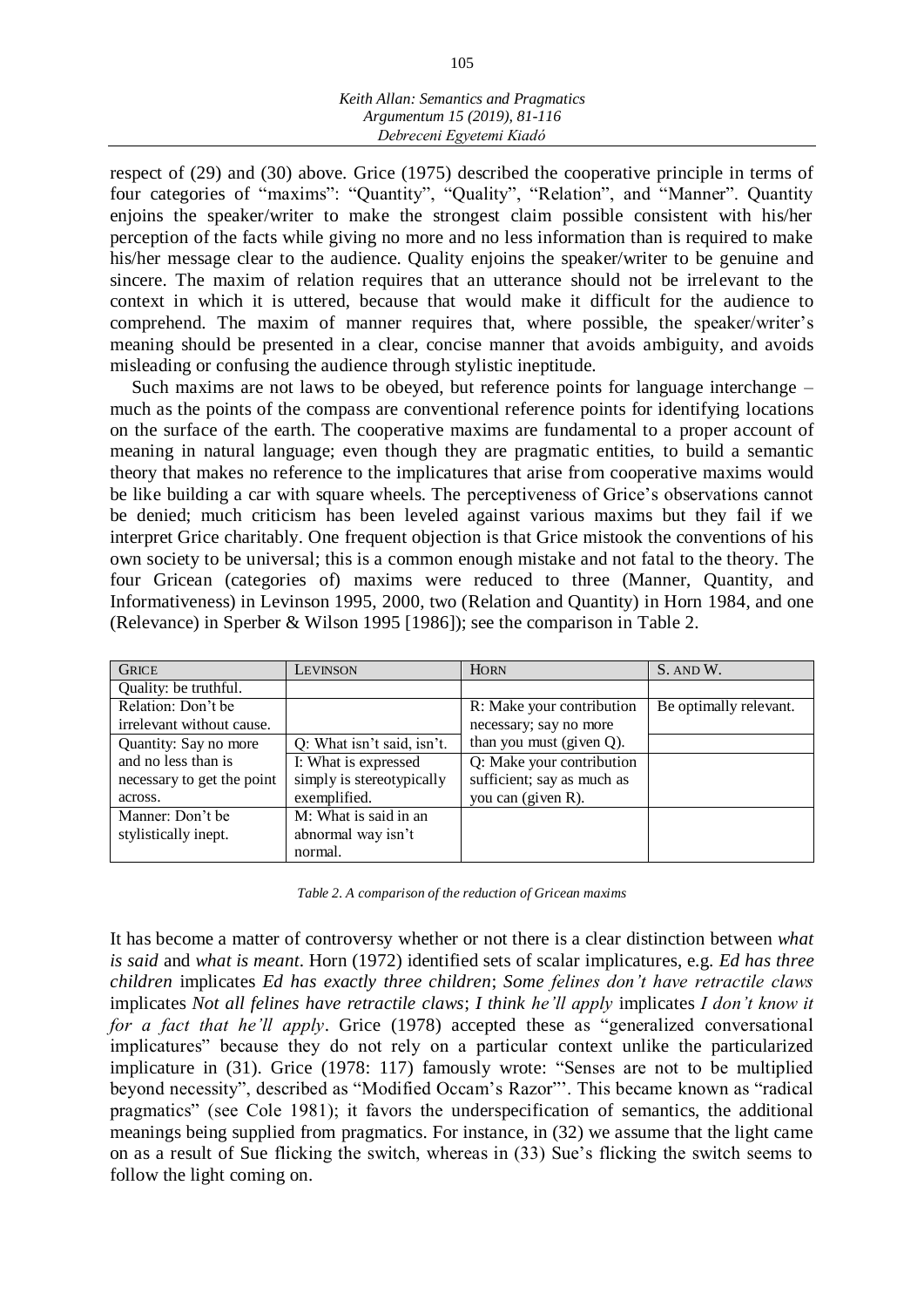respect of (29) and (30) above. Grice (1975) described the cooperative principle in terms of four categories of "maxims": "Quantity", "Quality", "Relation", and "Manner". Quantity enjoins the speaker/writer to make the strongest claim possible consistent with his/her perception of the facts while giving no more and no less information than is required to make his/her message clear to the audience. Quality enjoins the speaker/writer to be genuine and sincere. The maxim of relation requires that an utterance should not be irrelevant to the context in which it is uttered, because that would make it difficult for the audience to comprehend. The maxim of manner requires that, where possible, the speaker/writer's meaning should be presented in a clear, concise manner that avoids ambiguity, and avoids misleading or confusing the audience through stylistic ineptitude.

Such maxims are not laws to be obeyed, but reference points for language interchange – much as the points of the compass are conventional reference points for identifying locations on the surface of the earth. The cooperative maxims are fundamental to a proper account of meaning in natural language; even though they are pragmatic entities, to build a semantic theory that makes no reference to the implicatures that arise from cooperative maxims would be like building a car with square wheels. The perceptiveness of Grice's observations cannot be denied; much criticism has been leveled against various maxims but they fail if we interpret Grice charitably. One frequent objection is that Grice mistook the conventions of his own society to be universal; this is a common enough mistake and not fatal to the theory. The four Gricean (categories of) maxims were reduced to three (Manner, Quantity, and Informativeness) in Levinson 1995, 2000, two (Relation and Quantity) in Horn 1984, and one (Relevance) in Sperber & Wilson 1995 [1986]); see the comparison in Table 2.

| GRICE | LEVINSON | HORN | S. AND W. |
|---|---|---|---|
| Quality: be truthful. | | | |
| Relation: Don't be irrelevant without cause. | | R: Make your contribution necessary; say no more than you must (given Q). | Be optimally relevant. |
| Quantity: Say no more and no less than is necessary to get the point across. | Q: What isn't said, isn't. I: What is expressed simply is stereotypically exemplified. | Q: Make your contribution sufficient; say as much as you can (given R). | |
| Manner: Don't be stylistically inept. | M: What is said in an abnormal way isn't normal. | | |

*Table 2. A comparison of the reduction of Gricean maxims*

It has become a matter of controversy whether or not there is a clear distinction between *what is said* and *what is meant*. Horn (1972) identified sets of scalar implicatures, e.g. *Ed has three children* implicates *Ed has exactly three children*; *Some felines don't have retractile claws* implicates *Not all felines have retractile claws*; *I think he'll apply* implicates *I don't know it for a fact that he'll apply*. Grice (1978) accepted these as "generalized conversational implicatures" because they do not rely on a particular context unlike the particularized implicature in (31). Grice (1978: 117) famously wrote: "Senses are not to be multiplied beyond necessity", described as "Modified Occam's Razor"'. This became known as "radical pragmatics" (see Cole 1981); it favors the underspecification of semantics, the additional meanings being supplied from pragmatics. For instance, in (32) we assume that the light came on as a result of Sue flicking the switch, whereas in (33) Sue's flicking the switch seems to follow the light coming on.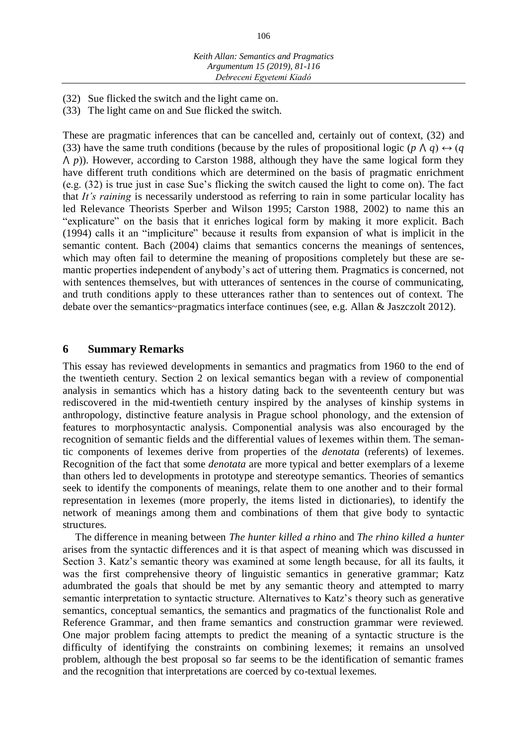(32) Sue flicked the switch and the light came on.

(33) The light came on and Sue flicked the switch.

These are pragmatic inferences that can be cancelled and, certainly out of context, (32) and (33) have the same truth conditions (because by the rules of propositional logic $(p \wedge q) \leftrightarrow (q \wedge p)$). However, according to Carston 1988, although they have the same logical form they have different truth conditions which are determined on the basis of pragmatic enrichment (e.g. (32) is true just in case Sue's flicking the switch caused the light to come on). The fact that *It's raining* is necessarily understood as referring to rain in some particular locality has led Relevance Theorists Sperber and Wilson 1995; Carston 1988, 2002) to name this an "explicature" on the basis that it enriches logical form by making it more explicit. Bach (1994) calls it an "impliciture" because it results from expansion of what is implicit in the semantic content. Bach (2004) claims that semantics concerns the meanings of sentences, which may often fail to determine the meaning of propositions completely but these are semantic properties independent of anybody's act of uttering them. Pragmatics is concerned, not with sentences themselves, but with utterances of sentences in the course of communicating, and truth conditions apply to these utterances rather than to sentences out of context. The debate over the semantics~pragmatics interface continues (see, e.g. Allan & Jaszczolt 2012).

## 6 Summary Remarks

This essay has reviewed developments in semantics and pragmatics from 1960 to the end of the twentieth century. Section 2 on lexical semantics began with a review of componential analysis in semantics which has a history dating back to the seventeenth century but was rediscovered in the mid-twentieth century inspired by the analyses of kinship systems in anthropology, distinctive feature analysis in Prague school phonology, and the extension of features to morphosyntactic analysis. Componential analysis was also encouraged by the recognition of semantic fields and the differential values of lexemes within them. The semantic components of lexemes derive from properties of the *denotata* (referents) of lexemes. Recognition of the fact that some *denotata* are more typical and better exemplars of a lexeme than others led to developments in prototype and stereotype semantics. Theories of semantics seek to identify the components of meanings, relate them to one another and to their formal representation in lexemes (more properly, the items listed in dictionaries), to identify the network of meanings among them and combinations of them that give body to syntactic structures.

The difference in meaning between *The hunter killed a rhino* and *The rhino killed a hunter* arises from the syntactic differences and it is that aspect of meaning which was discussed in Section 3. Katz's semantic theory was examined at some length because, for all its faults, it was the first comprehensive theory of linguistic semantics in generative grammar; Katz adumbrated the goals that should be met by any semantic theory and attempted to marry semantic interpretation to syntactic structure. Alternatives to Katz's theory such as generative semantics, conceptual semantics, the semantics and pragmatics of the functionalist Role and Reference Grammar, and then frame semantics and construction grammar were reviewed. One major problem facing attempts to predict the meaning of a syntactic structure is the difficulty of identifying the constraints on combining lexemes; it remains an unsolved problem, although the best proposal so far seems to be the identification of semantic frames and the recognition that interpretations are coerced by co-textual lexemes.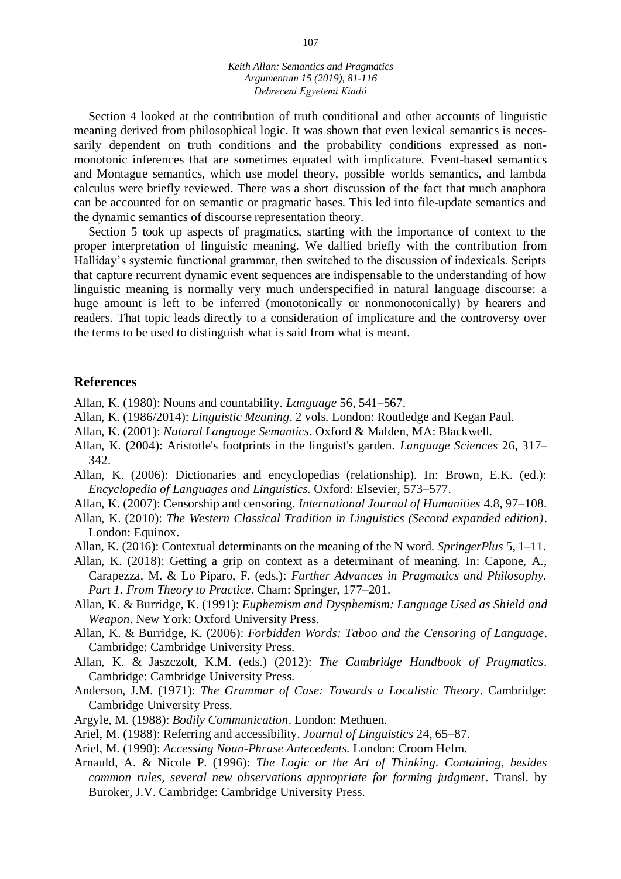Section 4 looked at the contribution of truth conditional and other accounts of linguistic meaning derived from philosophical logic. It was shown that even lexical semantics is necessarily dependent on truth conditions and the probability conditions expressed as nonmonotonic inferences that are sometimes equated with implicature. Event-based semantics and Montague semantics, which use model theory, possible worlds semantics, and lambda calculus were briefly reviewed. There was a short discussion of the fact that much anaphora can be accounted for on semantic or pragmatic bases. This led into file-update semantics and the dynamic semantics of discourse representation theory.

Section 5 took up aspects of pragmatics, starting with the importance of context to the proper interpretation of linguistic meaning. We dallied briefly with the contribution from Halliday's systemic functional grammar, then switched to the discussion of indexicals. Scripts that capture recurrent dynamic event sequences are indispensable to the understanding of how linguistic meaning is normally very much underspecified in natural language discourse: a huge amount is left to be inferred (monotonically or nonmonotonically) by hearers and readers. That topic leads directly to a consideration of implicature and the controversy over the terms to be used to distinguish what is said from what is meant.

## References

Allan, K. (1980): Nouns and countability. *Language* 56, 541–567.

Allan, K. (1986/2014): *Linguistic Meaning*. 2 vols. London: Routledge and Kegan Paul.

Allan, K. (2001): *Natural Language Semantics*. Oxford & Malden, MA: Blackwell.

Allan, K. (2004): Aristotle's footprints in the linguist's garden. *Language Sciences* 26, 317–342.

Allan, K. (2006): Dictionaries and encyclopedias (relationship). In: Brown, E.K. (ed.): *Encyclopedia of Languages and Linguistics.* Oxford: Elsevier, 573–577.

Allan, K. (2007): Censorship and censoring. *International Journal of Humanities* 4.8, 97–108.

Allan, K. (2010): *The Western Classical Tradition in Linguistics (Second expanded edition)*. London: Equinox.

Allan, K. (2016): Contextual determinants on the meaning of the N word. *SpringerPlus* 5, 1–11.

Allan, K. (2018): Getting a grip on context as a determinant of meaning. In: Capone, A., Carapezza, M. & Lo Piparo, F. (eds.): *Further Advances in Pragmatics and Philosophy. Part 1. From Theory to Practice*. Cham: Springer, 177–201.

Allan, K. & Burridge, K. (1991): *Euphemism and Dysphemism: Language Used as Shield and Weapon*. New York: Oxford University Press.

Allan, K. & Burridge, K. (2006): *Forbidden Words: Taboo and the Censoring of Language*. Cambridge: Cambridge University Press.

Allan, K. & Jaszczolt, K.M. (eds.) (2012): *The Cambridge Handbook of Pragmatics*. Cambridge: Cambridge University Press.

Anderson, J.M. (1971): *The Grammar of Case: Towards a Localistic Theory*. Cambridge: Cambridge University Press.

Argyle, M. (1988): *Bodily Communication*. London: Methuen.

Ariel, M. (1988): Referring and accessibility. *Journal of Linguistics* 24, 65–87.

Ariel, M. (1990): *Accessing Noun-Phrase Antecedents.* London: Croom Helm.

Arnauld, A. & Nicole P. (1996): *The Logic or the Art of Thinking. Containing, besides common rules, several new observations appropriate for forming judgment*. Transl. by Buroker, J.V. Cambridge: Cambridge University Press.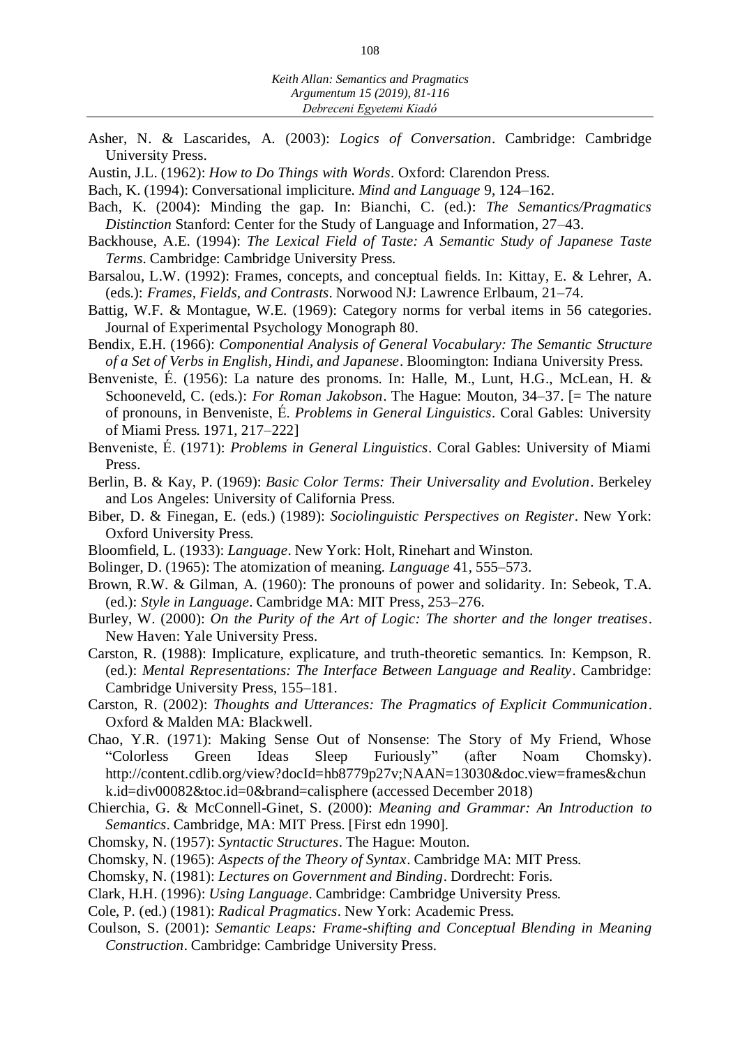Asher, N. & Lascarides, A. (2003): *Logics of Conversation*. Cambridge: Cambridge University Press.

Austin, J.L. (1962): *How to Do Things with Words*. Oxford: Clarendon Press.

Bach, K. (1994): Conversational impliciture. *Mind and Language* 9, 124–162.

Bach, K. (2004): Minding the gap. In: Bianchi, C. (ed.): *The Semantics/Pragmatics Distinction* Stanford: Center for the Study of Language and Information, 27–43.

Backhouse, A.E. (1994): *The Lexical Field of Taste: A Semantic Study of Japanese Taste Terms*. Cambridge: Cambridge University Press.

Barsalou, L.W. (1992): Frames, concepts, and conceptual fields. In: Kittay, E. & Lehrer, A. (eds.): *Frames, Fields, and Contrasts*. Norwood NJ: Lawrence Erlbaum, 21–74.

Battig, W.F. & Montague, W.E. (1969): Category norms for verbal items in 56 categories. Journal of Experimental Psychology Monograph 80.

Bendix, E.H. (1966): *Componential Analysis of General Vocabulary: The Semantic Structure of a Set of Verbs in English, Hindi, and Japanese*. Bloomington: Indiana University Press.

Benveniste, É. (1956): La nature des pronoms. In: Halle, M., Lunt, H.G., McLean, H. & Schooneveld, C. (eds.): *For Roman Jakobson*. The Hague: Mouton, 34–37. [= The nature of pronouns, in Benveniste, É. *Problems in General Linguistics*. Coral Gables: University of Miami Press. 1971, 217–222]

Benveniste, É. (1971): *Problems in General Linguistics*. Coral Gables: University of Miami Press.

Berlin, B. & Kay, P. (1969): *Basic Color Terms: Their Universality and Evolution*. Berkeley and Los Angeles: University of California Press.

Biber, D. & Finegan, E. (eds.) (1989): *Sociolinguistic Perspectives on Register*. New York: Oxford University Press.

Bloomfield, L. (1933): *Language*. New York: Holt, Rinehart and Winston.

Bolinger, D. (1965): The atomization of meaning. *Language* 41, 555–573.

Brown, R.W. & Gilman, A. (1960): The pronouns of power and solidarity. In: Sebeok, T.A. (ed.): *Style in Language*. Cambridge MA: MIT Press, 253–276.

Burley, W. (2000): *On the Purity of the Art of Logic: The shorter and the longer treatises*. New Haven: Yale University Press.

Carston, R. (1988): Implicature, explicature, and truth-theoretic semantics. In: Kempson, R. (ed.): *Mental Representations: The Interface Between Language and Reality*. Cambridge: Cambridge University Press, 155–181.

Carston, R. (2002): *Thoughts and Utterances: The Pragmatics of Explicit Communication*. Oxford & Malden MA: Blackwell.

Chao, Y.R. (1971): Making Sense Out of Nonsense: The Story of My Friend, Whose "Colorless Green Ideas Sleep Furiously" (after Noam Chomsky). http://content.cdlib.org/view?docId=hb8779p27v;NAAN=13030&doc.view=frames&chunk.id=div00082&toc.id=0&brand=calisphere (accessed December 2018)

Chierchia, G. & McConnell-Ginet, S. (2000): *Meaning and Grammar: An Introduction to Semantics*. Cambridge, MA: MIT Press. [First edn 1990].

Chomsky, N. (1957): *Syntactic Structures*. The Hague: Mouton.

Chomsky, N. (1965): *Aspects of the Theory of Syntax*. Cambridge MA: MIT Press.

Chomsky, N. (1981): *Lectures on Government and Binding*. Dordrecht: Foris.

Clark, H.H. (1996): *Using Language*. Cambridge: Cambridge University Press.

Cole, P. (ed.) (1981): *Radical Pragmatics*. New York: Academic Press.

Coulson, S. (2001): *Semantic Leaps: Frame-shifting and Conceptual Blending in Meaning Construction*. Cambridge: Cambridge University Press.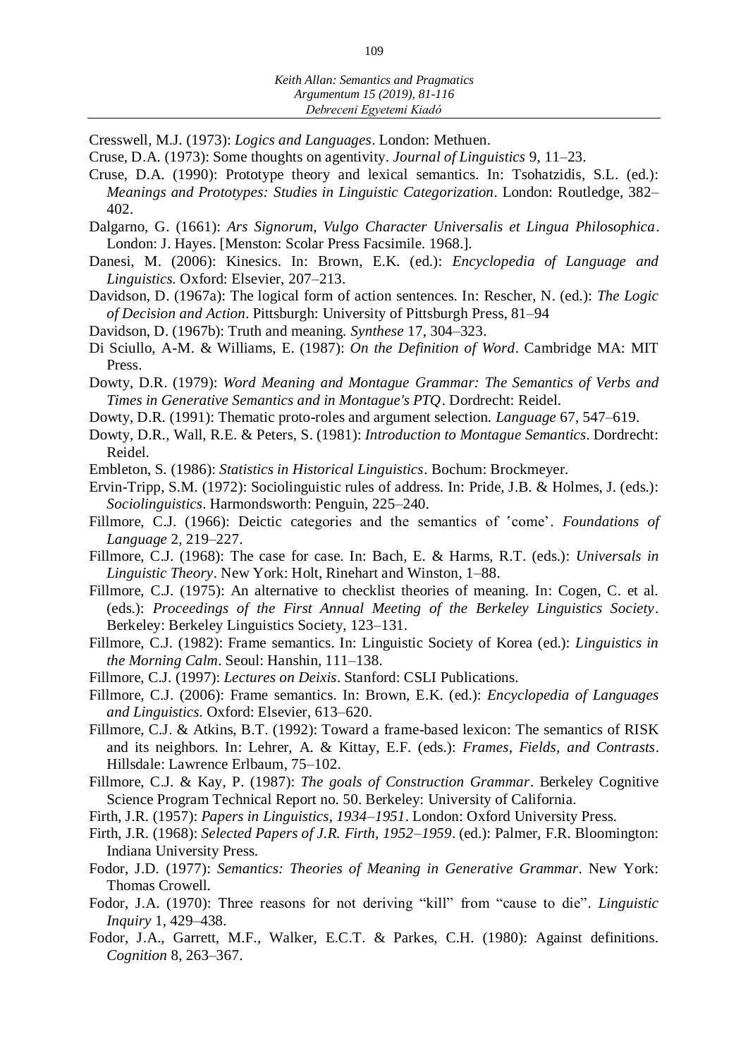Cresswell, M.J. (1973): *Logics and Languages*. London: Methuen.

Cruse, D.A. (1973): Some thoughts on agentivity. *Journal of Linguistics* 9, 11–23.

Cruse, D.A. (1990): Prototype theory and lexical semantics. In: Tsohatzidis, S.L. (ed.): *Meanings and Prototypes: Studies in Linguistic Categorization*. London: Routledge, 382–402.

Dalgarno, G. (1661): *Ars Signorum, Vulgo Character Universalis et Lingua Philosophica*. London: J. Hayes. [Menston: Scolar Press Facsimile. 1968.].

Danesi, M. (2006): Kinesics. In: Brown, E.K. (ed.): *Encyclopedia of Language and Linguistics.* Oxford: Elsevier, 207–213.

Davidson, D. (1967a): The logical form of action sentences. In: Rescher, N. (ed.): *The Logic of Decision and Action*. Pittsburgh: University of Pittsburgh Press, 81–94

Davidson, D. (1967b): Truth and meaning. *Synthese* 17, 304–323.

Di Sciullo, A-M. & Williams, E. (1987): *On the Definition of Word*. Cambridge MA: MIT Press.

Dowty, D.R. (1979): *Word Meaning and Montague Grammar: The Semantics of Verbs and Times in Generative Semantics and in Montague's PTQ*. Dordrecht: Reidel.

Dowty, D.R. (1991): Thematic proto-roles and argument selection. *Language* 67, 547–619.

Dowty, D.R., Wall, R.E. & Peters, S. (1981): *Introduction to Montague Semantics*. Dordrecht: Reidel.

Embleton, S. (1986): *Statistics in Historical Linguistics*. Bochum: Brockmeyer.

Ervin-Tripp, S.M. (1972): Sociolinguistic rules of address. In: Pride, J.B. & Holmes, J. (eds.): *Sociolinguistics*. Harmondsworth: Penguin, 225–240.

Fillmore, C.J. (1966): Deictic categories and the semantics of 'come'. *Foundations of Language* 2, 219–227.

Fillmore, C.J. (1968): The case for case. In: Bach, E. & Harms, R.T. (eds.): *Universals in Linguistic Theory*. New York: Holt, Rinehart and Winston, 1–88.

Fillmore, C.J. (1975): An alternative to checklist theories of meaning. In: Cogen, C. et al. (eds.): *Proceedings of the First Annual Meeting of the Berkeley Linguistics Society*. Berkeley: Berkeley Linguistics Society, 123–131.

Fillmore, C.J. (1982): Frame semantics. In: Linguistic Society of Korea (ed.): *Linguistics in the Morning Calm*. Seoul: Hanshin, 111–138.

Fillmore, C.J. (1997): *Lectures on Deixis*. Stanford: CSLI Publications.

Fillmore, C.J. (2006): Frame semantics. In: Brown, E.K. (ed.): *Encyclopedia of Languages and Linguistics.* Oxford: Elsevier, 613–620.

Fillmore, C.J. & Atkins, B.T. (1992): Toward a frame-based lexicon: The semantics of RISK and its neighbors. In: Lehrer, A. & Kittay, E.F. (eds.): *Frames, Fields, and Contrasts*. Hillsdale: Lawrence Erlbaum, 75–102.

Fillmore, C.J. & Kay, P. (1987): *The goals of Construction Grammar*. Berkeley Cognitive Science Program Technical Report no. 50. Berkeley: University of California.

Firth, J.R. (1957): *Papers in Linguistics, 1934–1951*. London: Oxford University Press.

Firth, J.R. (1968): *Selected Papers of J.R. Firth, 1952–1959*. (ed.): Palmer, F.R. Bloomington: Indiana University Press.

Fodor, J.D. (1977): *Semantics: Theories of Meaning in Generative Grammar*. New York: Thomas Crowell.

Fodor, J.A. (1970): Three reasons for not deriving "kill" from "cause to die". *Linguistic Inquiry* 1, 429–438.

Fodor, J.A., Garrett, M.F., Walker, E.C.T. & Parkes, C.H. (1980): Against definitions. *Cognition* 8, 263–367.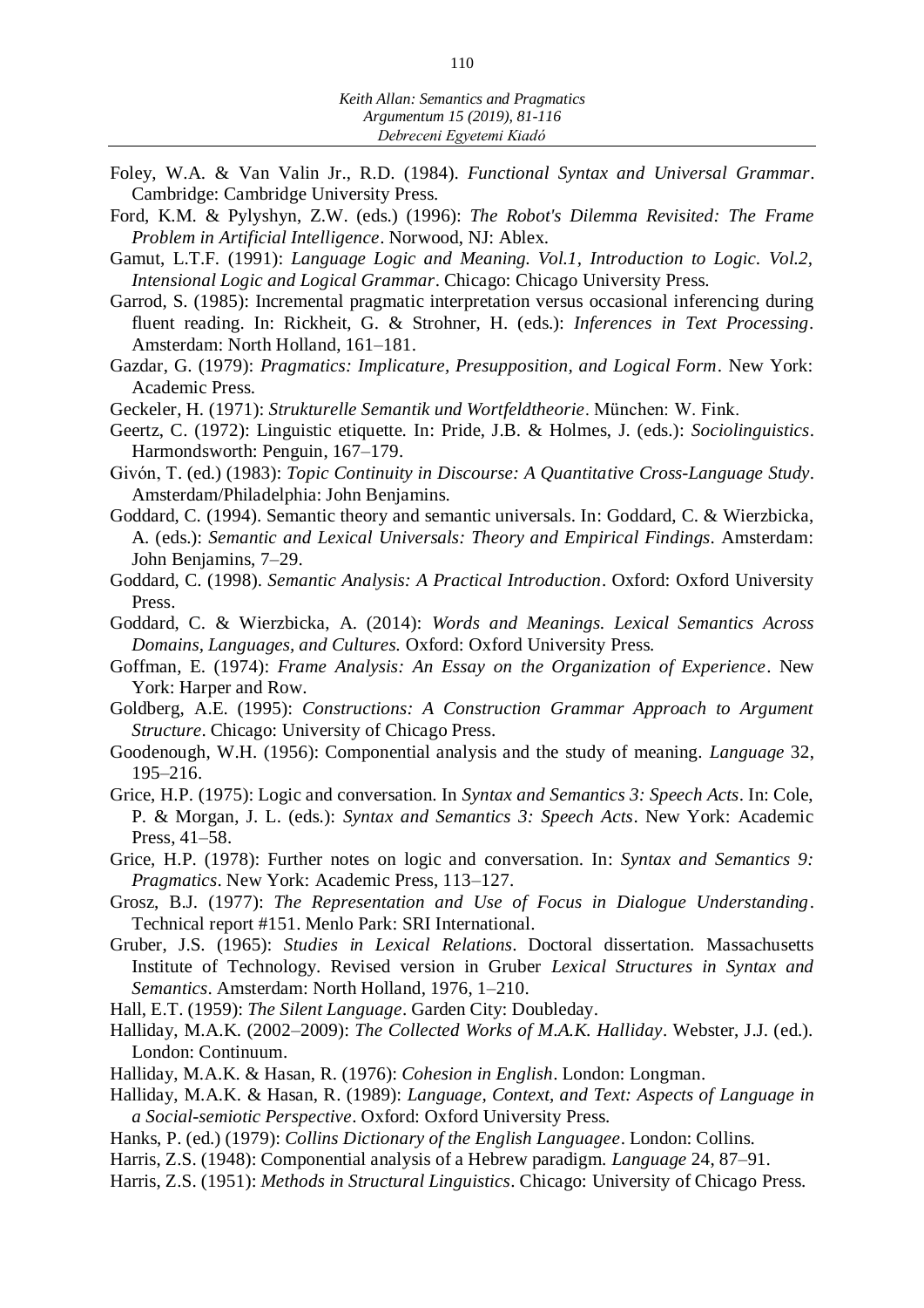Foley, W.A. & Van Valin Jr., R.D. (1984). *Functional Syntax and Universal Grammar*. Cambridge: Cambridge University Press.

Ford, K.M. & Pylyshyn, Z.W. (eds.) (1996): *The Robot's Dilemma Revisited: The Frame Problem in Artificial Intelligence*. Norwood, NJ: Ablex.

Gamut, L.T.F. (1991): *Language Logic and Meaning. Vol.1, Introduction to Logic. Vol.2, Intensional Logic and Logical Grammar*. Chicago: Chicago University Press.

Garrod, S. (1985): Incremental pragmatic interpretation versus occasional inferencing during fluent reading. In: Rickheit, G. & Strohner, H. (eds.): *Inferences in Text Processing*. Amsterdam: North Holland, 161–181.

Gazdar, G. (1979): *Pragmatics: Implicature, Presupposition, and Logical Form*. New York: Academic Press.

Geckeler, H. (1971): *Strukturelle Semantik und Wortfeldtheorie*. München: W. Fink.

Geertz, C. (1972): Linguistic etiquette. In: Pride, J.B. & Holmes, J. (eds.): *Sociolinguistics*. Harmondsworth: Penguin, 167–179.

Givón, T. (ed.) (1983): *Topic Continuity in Discourse: A Quantitative Cross-Language Study*. Amsterdam/Philadelphia: John Benjamins.

Goddard, C. (1994). Semantic theory and semantic universals. In: Goddard, C. & Wierzbicka, A. (eds.): *Semantic and Lexical Universals: Theory and Empirical Findings*. Amsterdam: John Benjamins, 7–29.

Goddard, C. (1998). *Semantic Analysis: A Practical Introduction*. Oxford: Oxford University Press.

Goddard, C. & Wierzbicka, A. (2014): *Words and Meanings. Lexical Semantics Across Domains, Languages, and Cultures.* Oxford: Oxford University Press.

Goffman, E. (1974): *Frame Analysis: An Essay on the Organization of Experience*. New York: Harper and Row.

Goldberg, A.E. (1995): *Constructions: A Construction Grammar Approach to Argument Structure*. Chicago: University of Chicago Press.

Goodenough, W.H. (1956): Componential analysis and the study of meaning. *Language* 32, 195–216.

Grice, H.P. (1975): Logic and conversation. In *Syntax and Semantics 3: Speech Acts*. In: Cole, P. & Morgan, J. L. (eds.): *Syntax and Semantics 3: Speech Acts*. New York: Academic Press, 41–58.

Grice, H.P. (1978): Further notes on logic and conversation. In: *Syntax and Semantics 9: Pragmatics*. New York: Academic Press, 113–127.

Grosz, B.J. (1977): *The Representation and Use of Focus in Dialogue Understanding*. Technical report #151. Menlo Park: SRI International.

Gruber, J.S. (1965): *Studies in Lexical Relations*. Doctoral dissertation. Massachusetts Institute of Technology. Revised version in Gruber *Lexical Structures in Syntax and Semantics*. Amsterdam: North Holland, 1976, 1–210.

Hall, E.T. (1959): *The Silent Language*. Garden City: Doubleday.

Halliday, M.A.K. (2002–2009): *The Collected Works of M.A.K. Halliday*. Webster, J.J. (ed.). London: Continuum.

Halliday, M.A.K. & Hasan, R. (1976): *Cohesion in English*. London: Longman.

Halliday, M.A.K. & Hasan, R. (1989): *Language, Context, and Text: Aspects of Language in a Social-semiotic Perspective*. Oxford: Oxford University Press.

Hanks, P. (ed.) (1979): *Collins Dictionary of the English Languagee*. London: Collins.

Harris, Z.S. (1948): Componential analysis of a Hebrew paradigm. *Language* 24, 87–91.

Harris, Z.S. (1951): *Methods in Structural Linguistics*. Chicago: University of Chicago Press.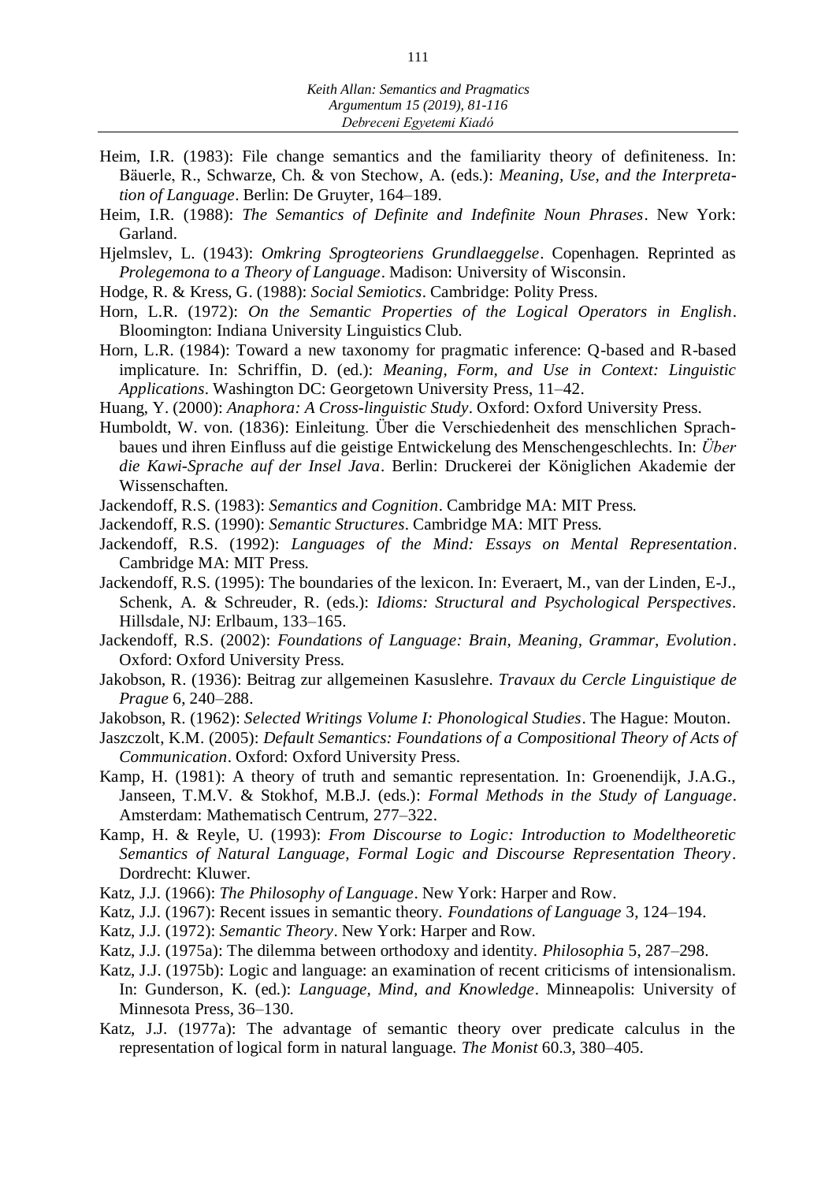Heim, I.R. (1983): File change semantics and the familiarity theory of definiteness. In: Bäuerle, R., Schwarze, Ch. & von Stechow, A. (eds.): *Meaning, Use, and the Interpretation of Language*. Berlin: De Gruyter, 164–189.

Heim, I.R. (1988): *The Semantics of Definite and Indefinite Noun Phrases*. New York: Garland.

Hjelmslev, L. (1943): *Omkring Sprogteoriens Grundlaeggelse*. Copenhagen. Reprinted as *Prolegemona to a Theory of Language*. Madison: University of Wisconsin.

Hodge, R. & Kress, G. (1988): *Social Semiotics*. Cambridge: Polity Press.

Horn, L.R. (1972): *On the Semantic Properties of the Logical Operators in English*. Bloomington: Indiana University Linguistics Club.

Horn, L.R. (1984): Toward a new taxonomy for pragmatic inference: Q-based and R-based implicature. In: Schriffin, D. (ed.): *Meaning, Form, and Use in Context: Linguistic Applications*. Washington DC: Georgetown University Press, 11–42.

Huang, Y. (2000): *Anaphora: A Cross-linguistic Study*. Oxford: Oxford University Press.

Humboldt, W. von. (1836): Einleitung. Über die Verschiedenheit des menschlichen Sprachbaues und ihren Einfluss auf die geistige Entwickelung des Menschengeschlechts. In: *Über die Kawi-Sprache auf der Insel Java*. Berlin: Druckerei der Königlichen Akademie der Wissenschaften.

Jackendoff, R.S. (1983): *Semantics and Cognition*. Cambridge MA: MIT Press.

Jackendoff, R.S. (1990): *Semantic Structures*. Cambridge MA: MIT Press.

Jackendoff, R.S. (1992): *Languages of the Mind: Essays on Mental Representation*. Cambridge MA: MIT Press.

Jackendoff, R.S. (1995): The boundaries of the lexicon. In: Everaert, M., van der Linden, E-J., Schenk, A. & Schreuder, R. (eds.): *Idioms: Structural and Psychological Perspectives*. Hillsdale, NJ: Erlbaum, 133–165.

Jackendoff, R.S. (2002): *Foundations of Language: Brain, Meaning, Grammar, Evolution*. Oxford: Oxford University Press.

Jakobson, R. (1936): Beitrag zur allgemeinen Kasuslehre. *Travaux du Cercle Linguistique de Prague* 6, 240–288.

Jakobson, R. (1962): *Selected Writings Volume I: Phonological Studies*. The Hague: Mouton.

Jaszczolt, K.M. (2005): *Default Semantics: Foundations of a Compositional Theory of Acts of Communication*. Oxford: Oxford University Press.

Kamp, H. (1981): A theory of truth and semantic representation. In: Groenendijk, J.A.G., Janseen, T.M.V. & Stokhof, M.B.J. (eds.): *Formal Methods in the Study of Language*. Amsterdam: Mathematisch Centrum, 277–322.

Kamp, H. & Reyle, U. (1993): *From Discourse to Logic: Introduction to Modeltheoretic Semantics of Natural Language, Formal Logic and Discourse Representation Theory*. Dordrecht: Kluwer.

Katz, J.J. (1966): *The Philosophy of Language*. New York: Harper and Row.

Katz, J.J. (1967): Recent issues in semantic theory. *Foundations of Language* 3, 124–194.

Katz, J.J. (1972): *Semantic Theory*. New York: Harper and Row.

Katz, J.J. (1975a): The dilemma between orthodoxy and identity. *Philosophia* 5, 287–298.

Katz, J.J. (1975b): Logic and language: an examination of recent criticisms of intensionalism. In: Gunderson, K. (ed.): *Language, Mind, and Knowledge*. Minneapolis: University of Minnesota Press, 36–130.

Katz, J.J. (1977a): The advantage of semantic theory over predicate calculus in the representation of logical form in natural language. *The Monist* 60.3, 380–405.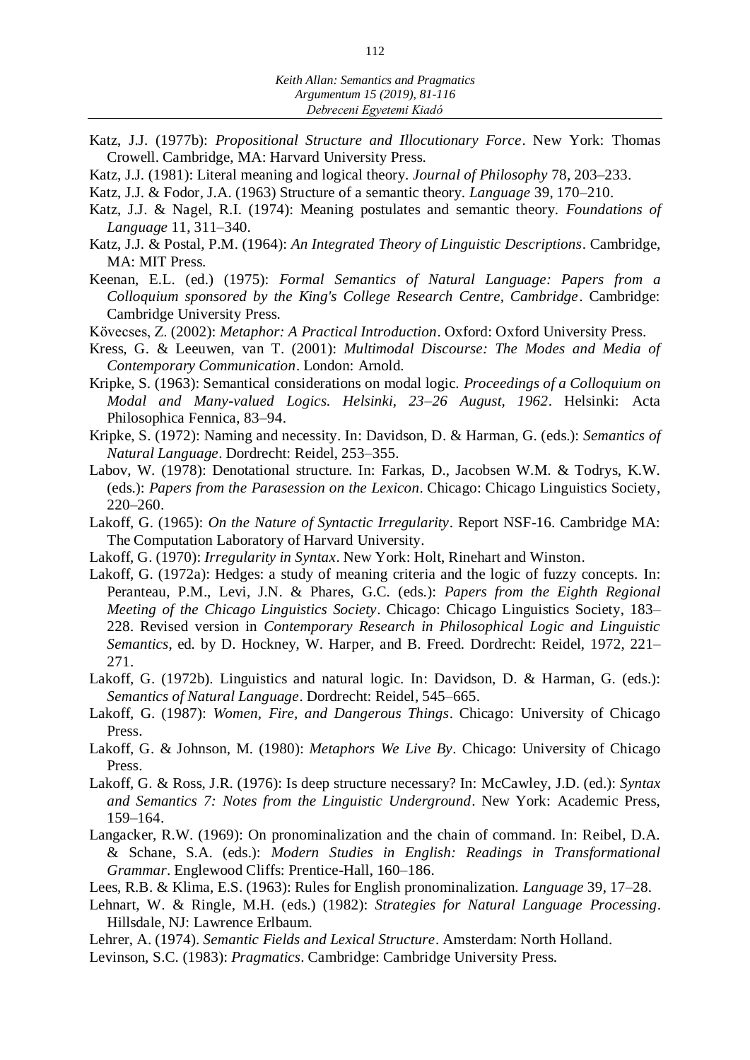Katz, J.J. (1977b): *Propositional Structure and Illocutionary Force*. New York: Thomas Crowell. Cambridge, MA: Harvard University Press.

Katz, J.J. (1981): Literal meaning and logical theory. *Journal of Philosophy* 78, 203–233.

Katz, J.J. & Fodor, J.A. (1963) Structure of a semantic theory. *Language* 39, 170–210.

Katz, J.J. & Nagel, R.I. (1974): Meaning postulates and semantic theory. *Foundations of Language* 11, 311–340.

Katz, J.J. & Postal, P.M. (1964): *An Integrated Theory of Linguistic Descriptions*. Cambridge, MA: MIT Press.

Keenan, E.L. (ed.) (1975): *Formal Semantics of Natural Language: Papers from a Colloquium sponsored by the King's College Research Centre, Cambridge*. Cambridge: Cambridge University Press.

Kövecses, Z. (2002): *Metaphor: A Practical Introduction*. Oxford: Oxford University Press.

Kress, G. & Leeuwen, van T. (2001): *Multimodal Discourse: The Modes and Media of Contemporary Communication*. London: Arnold.

Kripke, S. (1963): Semantical considerations on modal logic. *Proceedings of a Colloquium on Modal and Many-valued Logics. Helsinki, 23–26 August, 1962*. Helsinki: Acta Philosophica Fennica, 83–94.

Kripke, S. (1972): Naming and necessity. In: Davidson, D. & Harman, G. (eds.): *Semantics of Natural Language*. Dordrecht: Reidel, 253–355.

Labov, W. (1978): Denotational structure. In: Farkas, D., Jacobsen W.M. & Todrys, K.W. (eds.): *Papers from the Parasession on the Lexicon*. Chicago: Chicago Linguistics Society, 220–260.

Lakoff, G. (1965): *On the Nature of Syntactic Irregularity*. Report NSF-16. Cambridge MA: The Computation Laboratory of Harvard University.

Lakoff, G. (1970): *Irregularity in Syntax*. New York: Holt, Rinehart and Winston.

Lakoff, G. (1972a): Hedges: a study of meaning criteria and the logic of fuzzy concepts. In: Peranteau, P.M., Levi, J.N. & Phares, G.C. (eds.): *Papers from the Eighth Regional Meeting of the Chicago Linguistics Society*. Chicago: Chicago Linguistics Society, 183–228. Revised version in *Contemporary Research in Philosophical Logic and Linguistic Semantics*, ed. by D. Hockney, W. Harper, and B. Freed. Dordrecht: Reidel, 1972, 221–271.

Lakoff, G. (1972b). Linguistics and natural logic. In: Davidson, D. & Harman, G. (eds.): *Semantics of Natural Language*. Dordrecht: Reidel, 545–665.

Lakoff, G. (1987): *Women, Fire, and Dangerous Things*. Chicago: University of Chicago Press.

Lakoff, G. & Johnson, M. (1980): *Metaphors We Live By*. Chicago: University of Chicago Press.

Lakoff, G. & Ross, J.R. (1976): Is deep structure necessary? In: McCawley, J.D. (ed.): *Syntax and Semantics 7: Notes from the Linguistic Underground*. New York: Academic Press, 159–164.

Langacker, R.W. (1969): On pronominalization and the chain of command. In: Reibel, D.A. & Schane, S.A. (eds.): *Modern Studies in English: Readings in Transformational Grammar*. Englewood Cliffs: Prentice-Hall, 160–186.

Lees, R.B. & Klima, E.S. (1963): Rules for English pronominalization. *Language* 39, 17–28.

Lehnart, W. & Ringle, M.H. (eds.) (1982): *Strategies for Natural Language Processing*. Hillsdale, NJ: Lawrence Erlbaum.

Lehrer, A. (1974). *Semantic Fields and Lexical Structure*. Amsterdam: North Holland.

Levinson, S.C. (1983): *Pragmatics*. Cambridge: Cambridge University Press.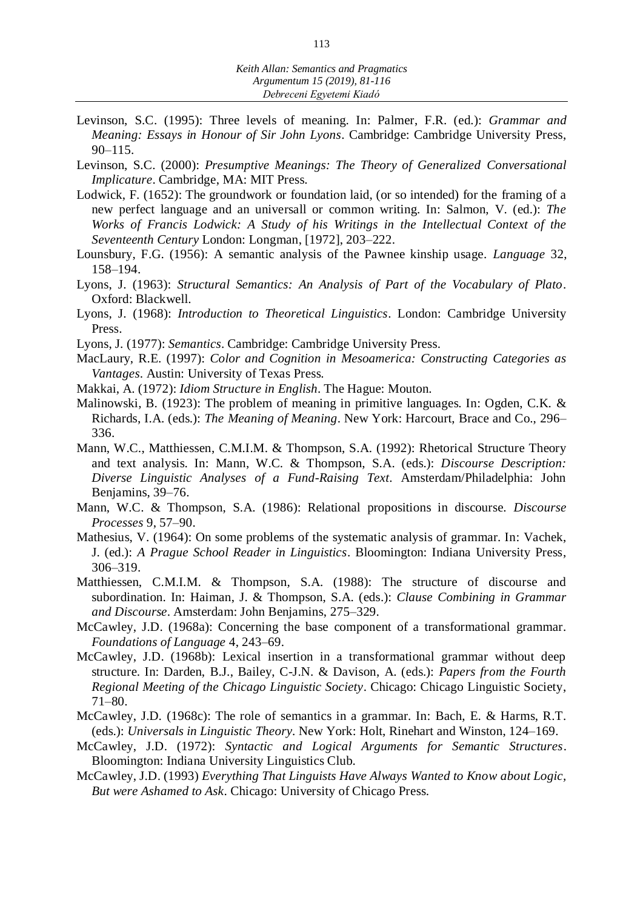Levinson, S.C. (1995): Three levels of meaning. In: Palmer, F.R. (ed.): *Grammar and Meaning: Essays in Honour of Sir John Lyons*. Cambridge: Cambridge University Press, 90–115.

Levinson, S.C. (2000): *Presumptive Meanings: The Theory of Generalized Conversational Implicature*. Cambridge, MA: MIT Press.

Lodwick, F. (1652): The groundwork or foundation laid, (or so intended) for the framing of a new perfect language and an universall or common writing. In: Salmon, V. (ed.): *The Works of Francis Lodwick: A Study of his Writings in the Intellectual Context of the Seventeenth Century* London: Longman, [1972], 203–222.

Lounsbury, F.G. (1956): A semantic analysis of the Pawnee kinship usage. *Language* 32, 158–194.

Lyons, J. (1963): *Structural Semantics: An Analysis of Part of the Vocabulary of Plato*. Oxford: Blackwell.

Lyons, J. (1968): *Introduction to Theoretical Linguistics*. London: Cambridge University Press.

Lyons, J. (1977): *Semantics*. Cambridge: Cambridge University Press.

MacLaury, R.E. (1997): *Color and Cognition in Mesoamerica: Constructing Categories as Vantages*. Austin: University of Texas Press.

Makkai, A. (1972): *Idiom Structure in English*. The Hague: Mouton.

Malinowski, B. (1923): The problem of meaning in primitive languages. In: Ogden, C.K. & Richards, I.A. (eds.): *The Meaning of Meaning*. New York: Harcourt, Brace and Co., 296–336.

Mann, W.C., Matthiessen, C.M.I.M. & Thompson, S.A. (1992): Rhetorical Structure Theory and text analysis. In: Mann, W.C. & Thompson, S.A. (eds.): *Discourse Description: Diverse Linguistic Analyses of a Fund-Raising Text*. Amsterdam/Philadelphia: John Benjamins, 39–76.

Mann, W.C. & Thompson, S.A. (1986): Relational propositions in discourse. *Discourse Processes* 9, 57–90.

Mathesius, V. (1964): On some problems of the systematic analysis of grammar. In: Vachek, J. (ed.): *A Prague School Reader in Linguistics*. Bloomington: Indiana University Press, 306–319.

Matthiessen, C.M.I.M. & Thompson, S.A. (1988): The structure of discourse and subordination. In: Haiman, J. & Thompson, S.A. (eds.): *Clause Combining in Grammar and Discourse*. Amsterdam: John Benjamins, 275–329.

McCawley, J.D. (1968a): Concerning the base component of a transformational grammar. *Foundations of Language* 4, 243–69.

McCawley, J.D. (1968b): Lexical insertion in a transformational grammar without deep structure. In: Darden, B.J., Bailey, C-J.N. & Davison, A. (eds.): *Papers from the Fourth Regional Meeting of the Chicago Linguistic Society*. Chicago: Chicago Linguistic Society, 71–80.

McCawley, J.D. (1968c): The role of semantics in a grammar. In: Bach, E. & Harms, R.T. (eds.): *Universals in Linguistic Theory*. New York: Holt, Rinehart and Winston, 124–169.

McCawley, J.D. (1972): *Syntactic and Logical Arguments for Semantic Structures*. Bloomington: Indiana University Linguistics Club.

McCawley, J.D. (1993) *Everything That Linguists Have Always Wanted to Know about Logic, But were Ashamed to Ask*. Chicago: University of Chicago Press.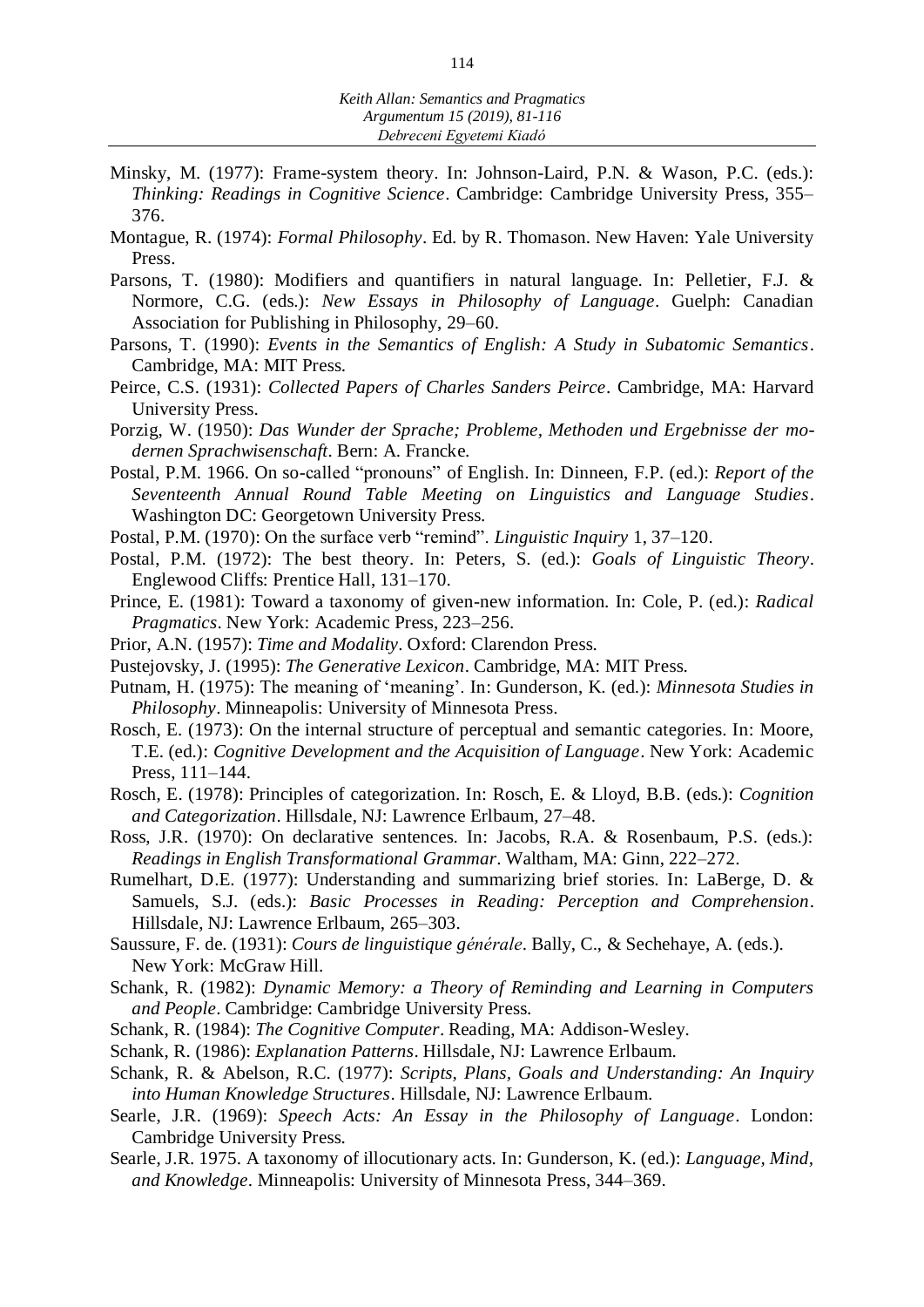Minsky, M. (1977): Frame-system theory. In: Johnson-Laird, P.N. & Wason, P.C. (eds.): *Thinking: Readings in Cognitive Science*. Cambridge: Cambridge University Press, 355–376.

Montague, R. (1974): *Formal Philosophy*. Ed. by R. Thomason. New Haven: Yale University Press.

Parsons, T. (1980): Modifiers and quantifiers in natural language. In: Pelletier, F.J. & Normore, C.G. (eds.): *New Essays in Philosophy of Language*. Guelph: Canadian Association for Publishing in Philosophy, 29–60.

Parsons, T. (1990): *Events in the Semantics of English: A Study in Subatomic Semantics*. Cambridge, MA: MIT Press.

Peirce, C.S. (1931): *Collected Papers of Charles Sanders Peirce*. Cambridge, MA: Harvard University Press.

Porzig, W. (1950): *Das Wunder der Sprache; Probleme, Methoden und Ergebnisse der modernen Sprachwisenschaft*. Bern: A. Francke.

Postal, P.M. 1966. On so-called "pronouns" of English. In: Dinneen, F.P. (ed.): *Report of the Seventeenth Annual Round Table Meeting on Linguistics and Language Studies*. Washington DC: Georgetown University Press.

Postal, P.M. (1970): On the surface verb "remind". *Linguistic Inquiry* 1, 37–120.

Postal, P.M. (1972): The best theory. In: Peters, S. (ed.): *Goals of Linguistic Theory*. Englewood Cliffs: Prentice Hall, 131–170.

Prince, E. (1981): Toward a taxonomy of given-new information. In: Cole, P. (ed.): *Radical Pragmatics*. New York: Academic Press, 223–256.

Prior, A.N. (1957): *Time and Modality*. Oxford: Clarendon Press.

Pustejovsky, J. (1995): *The Generative Lexicon*. Cambridge, MA: MIT Press.

Putnam, H. (1975): The meaning of 'meaning'. In: Gunderson, K. (ed.): *Minnesota Studies in Philosophy*. Minneapolis: University of Minnesota Press.

Rosch, E. (1973): On the internal structure of perceptual and semantic categories. In: Moore, T.E. (ed.): *Cognitive Development and the Acquisition of Language*. New York: Academic Press, 111–144.

Rosch, E. (1978): Principles of categorization. In: Rosch, E. & Lloyd, B.B. (eds.): *Cognition and Categorization*. Hillsdale, NJ: Lawrence Erlbaum, 27–48.

Ross, J.R. (1970): On declarative sentences. In: Jacobs, R.A. & Rosenbaum, P.S. (eds.): *Readings in English Transformational Grammar*. Waltham, MA: Ginn, 222–272.

Rumelhart, D.E. (1977): Understanding and summarizing brief stories. In: LaBerge, D. & Samuels, S.J. (eds.): *Basic Processes in Reading: Perception and Comprehension*. Hillsdale, NJ: Lawrence Erlbaum, 265–303.

Saussure, F. de. (1931): *Cours de linguistique générale*. Bally, C., & Sechehaye, A. (eds.). New York: McGraw Hill.

Schank, R. (1982): *Dynamic Memory: a Theory of Reminding and Learning in Computers and People*. Cambridge: Cambridge University Press.

Schank, R. (1984): *The Cognitive Computer*. Reading, MA: Addison-Wesley.

Schank, R. (1986): *Explanation Patterns*. Hillsdale, NJ: Lawrence Erlbaum.

Schank, R. & Abelson, R.C. (1977): *Scripts, Plans, Goals and Understanding: An Inquiry into Human Knowledge Structures*. Hillsdale, NJ: Lawrence Erlbaum.

Searle, J.R. (1969): *Speech Acts: An Essay in the Philosophy of Language*. London: Cambridge University Press.

Searle, J.R. 1975. A taxonomy of illocutionary acts. In: Gunderson, K. (ed.): *Language, Mind, and Knowledge*. Minneapolis: University of Minnesota Press, 344–369.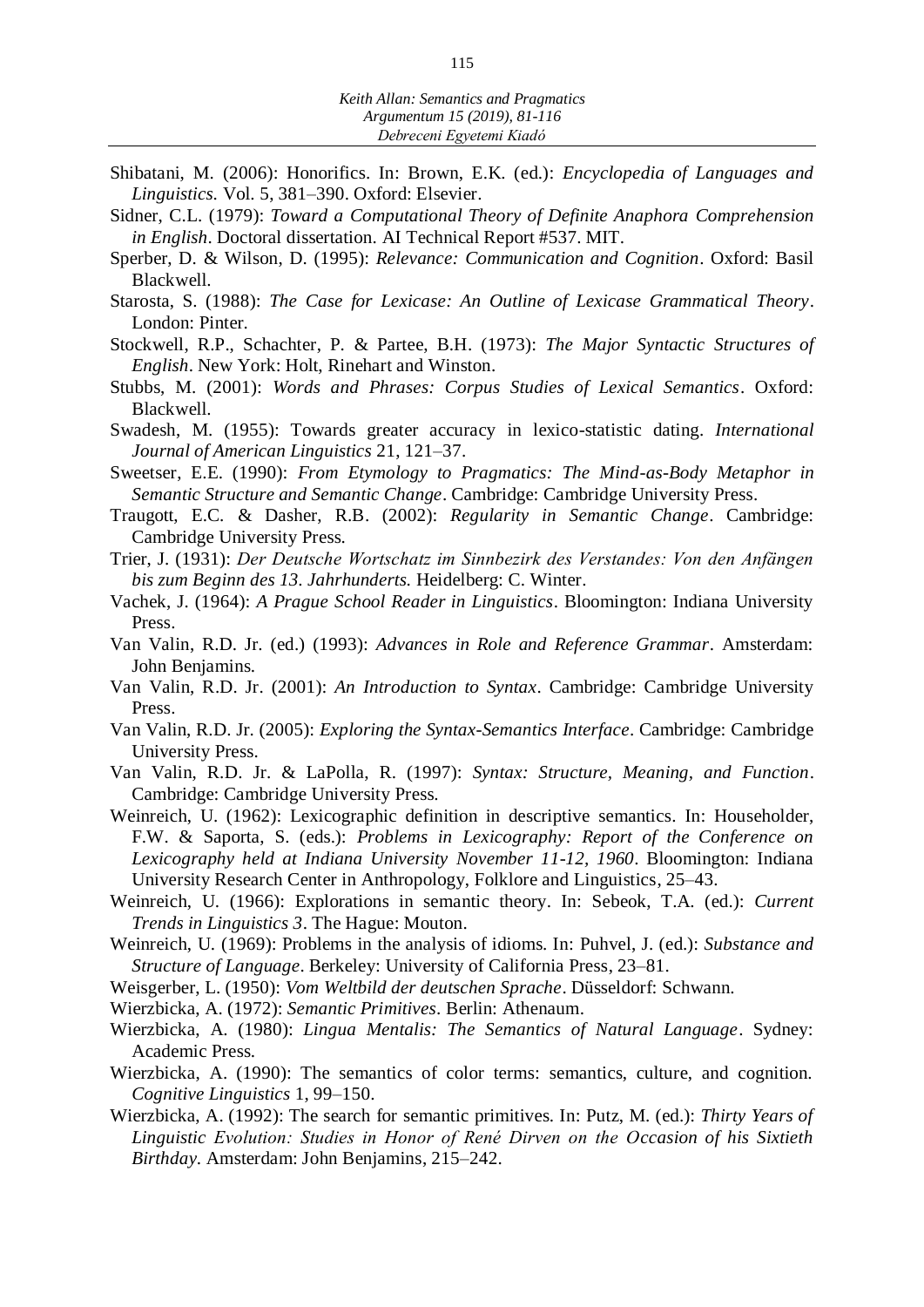Shibatani, M. (2006): Honorifics. In: Brown, E.K. (ed.): *Encyclopedia of Languages and Linguistics.* Vol. 5, 381–390. Oxford: Elsevier.

Sidner, C.L. (1979): *Toward a Computational Theory of Definite Anaphora Comprehension in English*. Doctoral dissertation. AI Technical Report #537. MIT.

Sperber, D. & Wilson, D. (1995): *Relevance: Communication and Cognition*. Oxford: Basil Blackwell.

Starosta, S. (1988): *The Case for Lexicase: An Outline of Lexicase Grammatical Theory*. London: Pinter.

Stockwell, R.P., Schachter, P. & Partee, B.H. (1973): *The Major Syntactic Structures of English*. New York: Holt, Rinehart and Winston.

Stubbs, M. (2001): *Words and Phrases: Corpus Studies of Lexical Semantics*. Oxford: Blackwell.

Swadesh, M. (1955): Towards greater accuracy in lexico-statistic dating. *International Journal of American Linguistics* 21, 121–37.

Sweetser, E.E. (1990): *From Etymology to Pragmatics: The Mind-as-Body Metaphor in Semantic Structure and Semantic Change*. Cambridge: Cambridge University Press.

Traugott, E.C. & Dasher, R.B. (2002): *Regularity in Semantic Change*. Cambridge: Cambridge University Press.

Trier, J. (1931): *Der Deutsche Wortschatz im Sinnbezirk des Verstandes: Von den Anfängen bis zum Beginn des 13. Jahrhunderts.* Heidelberg: C. Winter.

Vachek, J. (1964): *A Prague School Reader in Linguistics*. Bloomington: Indiana University Press.

Van Valin, R.D. Jr. (ed.) (1993): *Advances in Role and Reference Grammar*. Amsterdam: John Benjamins.

Van Valin, R.D. Jr. (2001): *An Introduction to Syntax*. Cambridge: Cambridge University Press.

Van Valin, R.D. Jr. (2005): *Exploring the Syntax-Semantics Interface*. Cambridge: Cambridge University Press.

Van Valin, R.D. Jr. & LaPolla, R. (1997): *Syntax: Structure, Meaning, and Function*. Cambridge: Cambridge University Press.

Weinreich, U. (1962): Lexicographic definition in descriptive semantics. In: Householder, F.W. & Saporta, S. (eds.): *Problems in Lexicography: Report of the Conference on Lexicography held at Indiana University November 11-12, 1960*. Bloomington: Indiana University Research Center in Anthropology, Folklore and Linguistics, 25–43.

Weinreich, U. (1966): Explorations in semantic theory. In: Sebeok, T.A. (ed.): *Current Trends in Linguistics 3*. The Hague: Mouton.

Weinreich, U. (1969): Problems in the analysis of idioms. In: Puhvel, J. (ed.): *Substance and Structure of Language*. Berkeley: University of California Press, 23–81.

Weisgerber, L. (1950): *Vom Weltbild der deutschen Sprache*. Düsseldorf: Schwann.

Wierzbicka, A. (1972): *Semantic Primitives*. Berlin: Athenaum.

Wierzbicka, A. (1980): *Lingua Mentalis: The Semantics of Natural Language*. Sydney: Academic Press.

Wierzbicka, A. (1990): The semantics of color terms: semantics, culture, and cognition. *Cognitive Linguistics* 1, 99–150.

Wierzbicka, A. (1992): The search for semantic primitives. In: Putz, M. (ed.): *Thirty Years of Linguistic Evolution: Studies in Honor of René Dirven on the Occasion of his Sixtieth Birthday.* Amsterdam: John Benjamins, 215–242.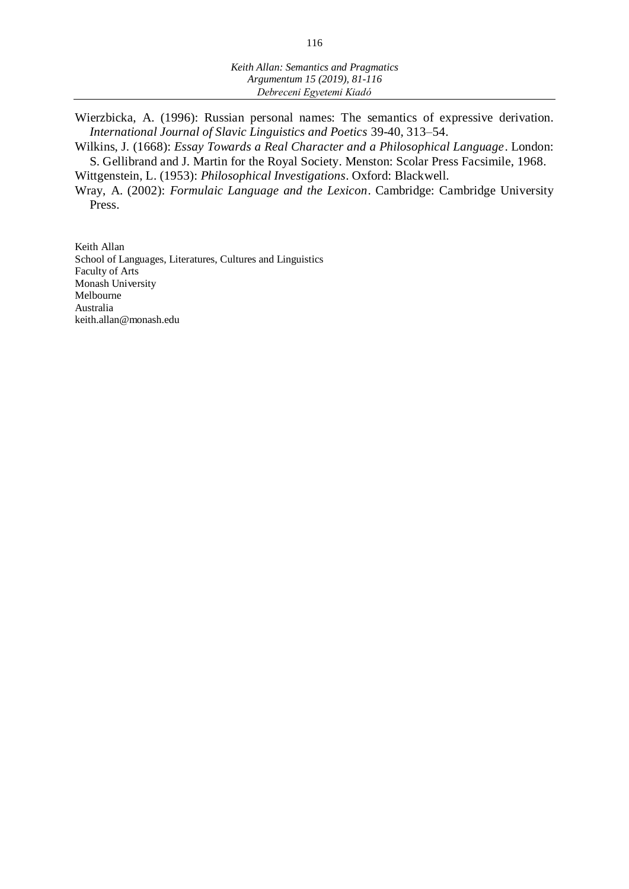Wierzbicka, A. (1996): Russian personal names: The semantics of expressive derivation. *International Journal of Slavic Linguistics and Poetics* 39-40, 313–54.

Wilkins, J. (1668): *Essay Towards a Real Character and a Philosophical Language*. London: S. Gellibrand and J. Martin for the Royal Society. Menston: Scolar Press Facsimile, 1968.

Wittgenstein, L. (1953): *Philosophical Investigations*. Oxford: Blackwell.

Wray, A. (2002): *Formulaic Language and the Lexicon*. Cambridge: Cambridge University Press.

Keith Allan
School of Languages, Literatures, Cultures and Linguistics
Faculty of Arts
Monash University
Melbourne
Australia
keith.allan@monash.edu